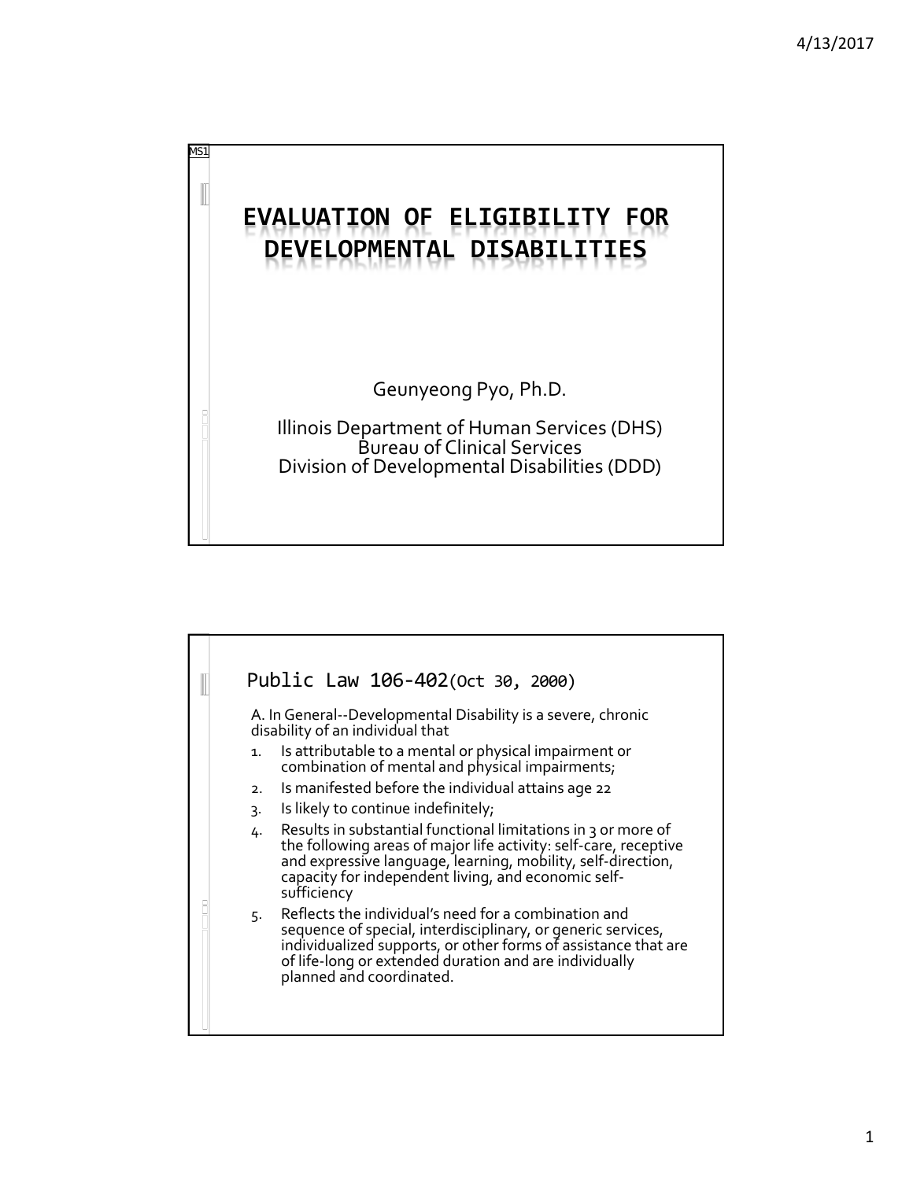# EVALUATION OF ELIGIBILITY FOR DEVELOPMENTAL DISABILITIES

Geunyeong Pyo, Ph.D.

Illinois Department of Human Services (DHS)
Bureau of Clinical Services
Division of Developmental Disabilities (DDD)

## Public Law 106-402 (Oct 30, 2000)

A. In General--Developmental Disability is a severe, chronic disability of an individual that

1. Is attributable to a mental or physical impairment or combination of mental and physical impairments;
2. Is manifested before the individual attains age 22
3. Is likely to continue indefinitely;
4. Results in substantial functional limitations in 3 or more of the following areas of major life activity: self-care, receptive and expressive language, learning, mobility, self-direction, capacity for independent living, and economic self-sufficiency
5. Reflects the individual's need for a combination and sequence of special, interdisciplinary, or generic services, individualized supports, or other forms of assistance that are of life-long or extended duration and are individually planned and coordinated.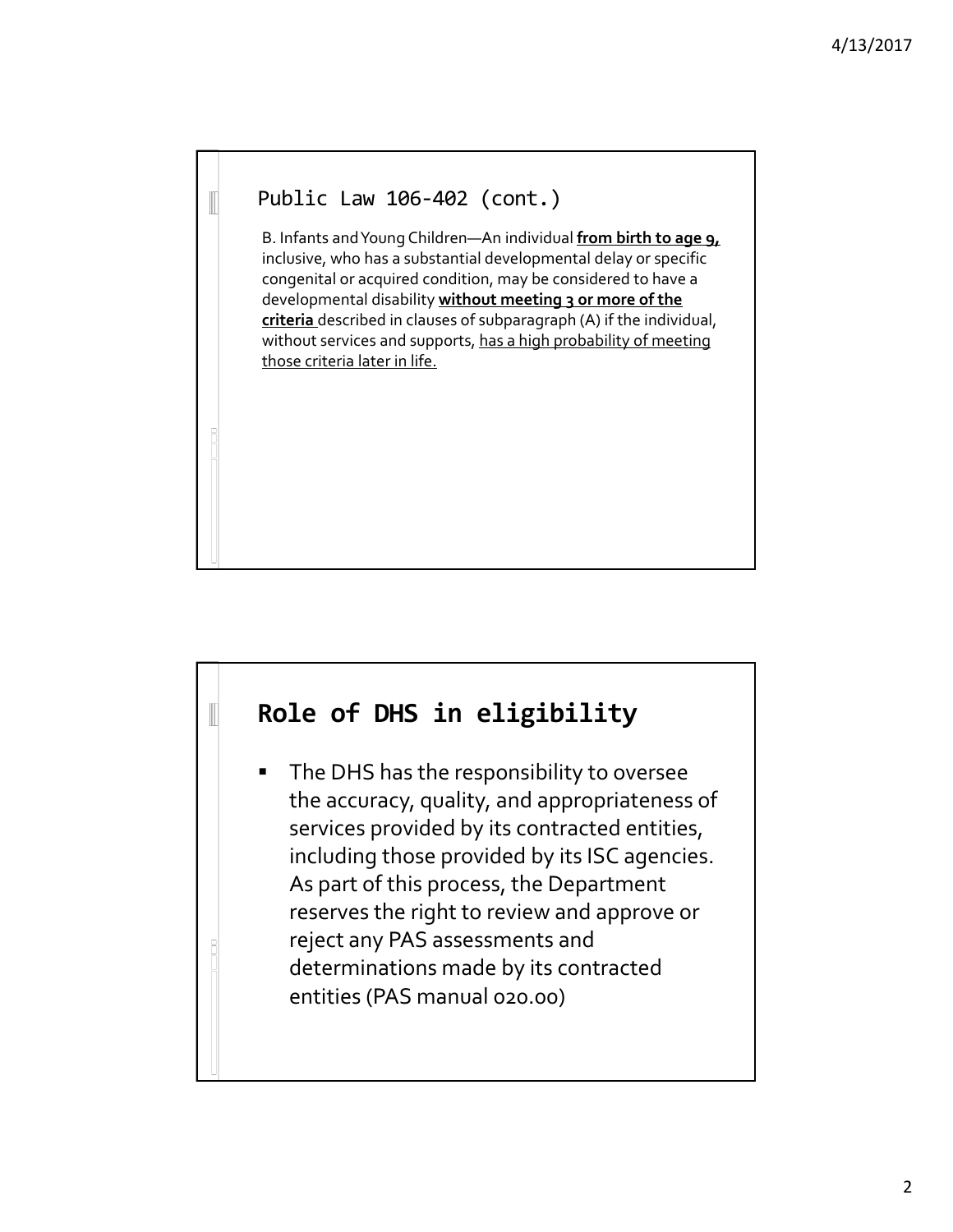## Public Law 106-402 (cont.)

B. Infants and Young Children—An individual **from birth to age 9,** inclusive, who has a substantial developmental delay or specific congenital or acquired condition, may be considered to have a developmental disability **without meeting 3 or more of the criteria** described in clauses of subparagraph (A) if the individual, without services and supports, has a high probability of meeting those criteria later in life.

## Role of DHS in eligibility

- The DHS has the responsibility to oversee the accuracy, quality, and appropriateness of services provided by its contracted entities, including those provided by its ISC agencies. As part of this process, the Department reserves the right to review and approve or reject any PAS assessments and determinations made by its contracted entities (PAS manual 020.00)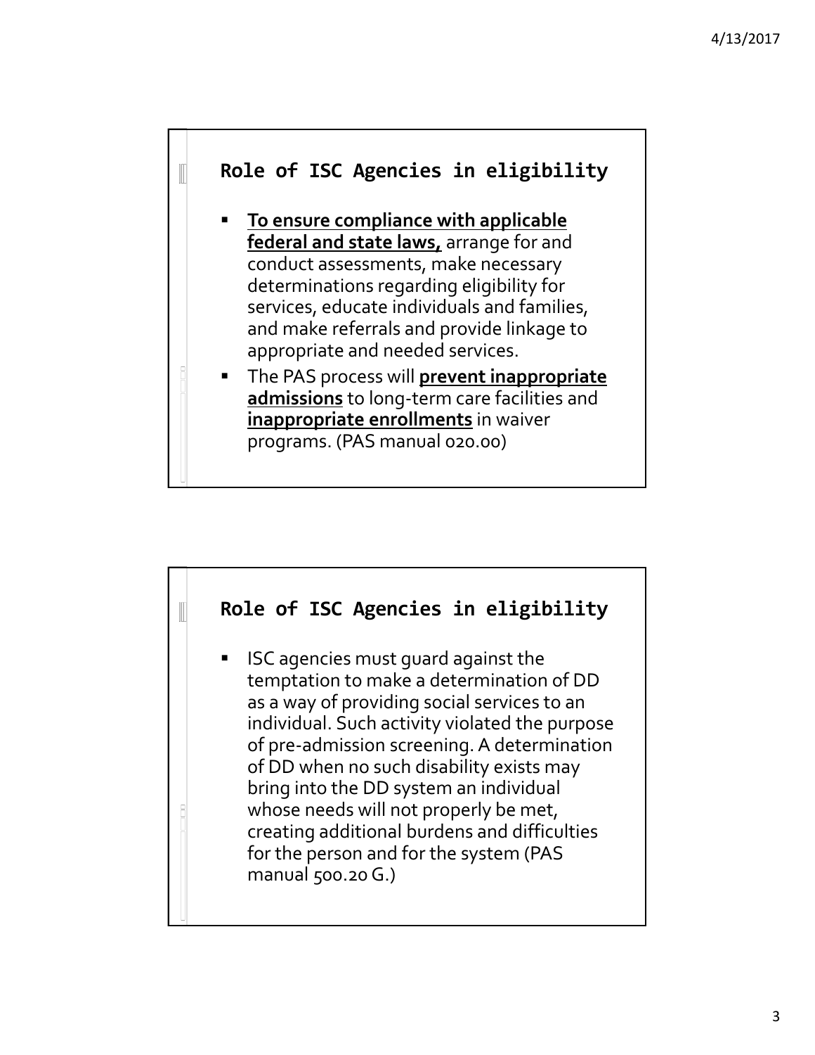## Role of ISC Agencies in eligibility

- **To ensure compliance with applicable federal and state laws,** arrange for and conduct assessments, make necessary determinations regarding eligibility for services, educate individuals and families, and make referrals and provide linkage to appropriate and needed services.
- The PAS process will **prevent inappropriate admissions** to long-term care facilities and **inappropriate enrollments** in waiver programs. (PAS manual 020.00)

## Role of ISC Agencies in eligibility

- ISC agencies must guard against the temptation to make a determination of DD as a way of providing social services to an individual. Such activity violated the purpose of pre-admission screening. A determination of DD when no such disability exists may bring into the DD system an individual whose needs will not properly be met, creating additional burdens and difficulties for the person and for the system (PAS manual 500.20 G.)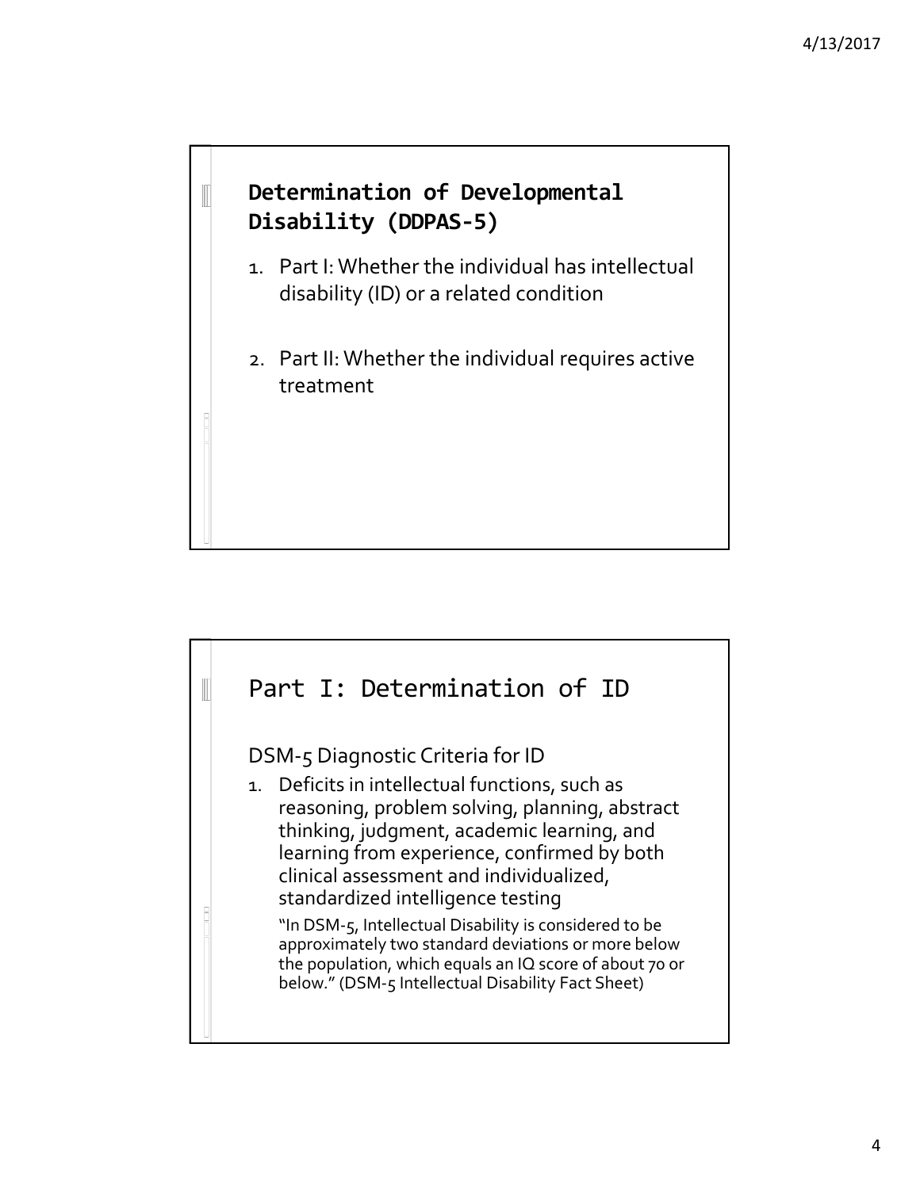## Determination of Developmental Disability (DDPAS-5)

1. Part I: Whether the individual has intellectual disability (ID) or a related condition
2. Part II: Whether the individual requires active treatment

## Part I: Determination of ID

DSM-5 Diagnostic Criteria for ID

1. Deficits in intellectual functions, such as reasoning, problem solving, planning, abstract thinking, judgment, academic learning, and learning from experience, confirmed by both clinical assessment and individualized, standardized intelligence testing

   "In DSM-5, Intellectual Disability is considered to be approximately two standard deviations or more below the population, which equals an IQ score of about 70 or below." (DSM-5 Intellectual Disability Fact Sheet)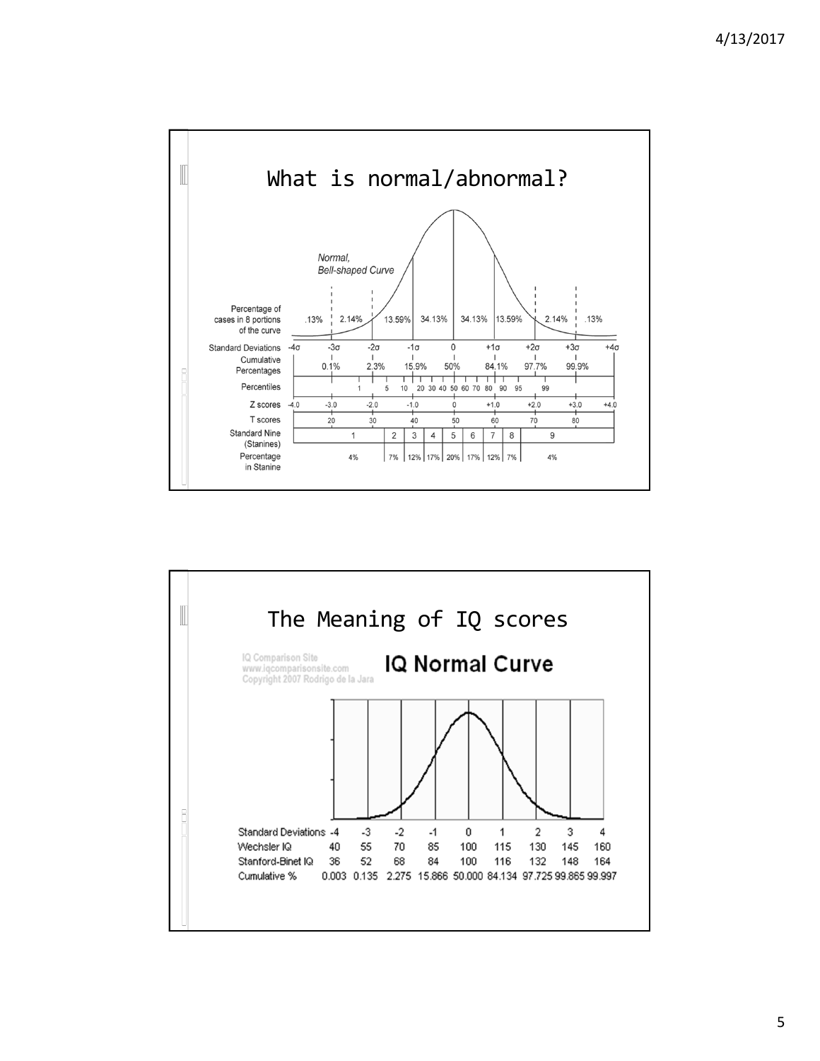# What is normal/abnormal?

*Normal, Bell-shaped Curve*

| Percentage of cases in 8 portions of the curve | .13% | 2.14% | 13.59% | 34.13% | 34.13% | 13.59% | 2.14% | .13% |
|---|---|---|---|---|---|---|---|---|

| Standard Deviations | -4σ | -3σ | -2σ | -1σ | 0 | +1σ | +2σ | +3σ | +4σ |
|---|---|---|---|---|---|---|---|---|---|
| Cumulative Percentages | | 0.1% | 2.3% | 15.9% | 50% | 84.1% | 97.7% | 99.9% | |
| Z scores | -4.0 | -3.0 | -2.0 | -1.0 | 0 | +1.0 | +2.0 | +3.0 | +4.0 |
| T scores | | 20 | 30 | 40 | 50 | 60 | 70 | 80 | |

Percentiles: 1, 5, 10, 20, 30, 40, 50, 60, 70, 80, 90, 95, 99

| Standard Nine (Stanines) | 1 | 2 | 3 | 4 | 5 | 6 | 7 | 8 | 9 |
|---|---|---|---|---|---|---|---|---|---|
| Percentage in Stanine | 4% | 7% | 12% | 17% | 20% | 17% | 12% | 7% | 4% |

# The Meaning of IQ scores

IQ Comparison Site
www.iqcomparisonsite.com
Copyright 2007 Rodrigo de la Jara

**IQ Normal Curve**

| Standard Deviations | -4 | -3 | -2 | -1 | 0 | 1 | 2 | 3 | 4 |
|---|---|---|---|---|---|---|---|---|---|
| Wechsler IQ | 40 | 55 | 70 | 85 | 100 | 115 | 130 | 145 | 160 |
| Stanford-Binet IQ | 36 | 52 | 68 | 84 | 100 | 116 | 132 | 148 | 164 |
| Cumulative % | 0.003 | 0.135 | 2.275 | 15.866 | 50.000 | 84.134 | 97.725 | 99.865 | 99.997 |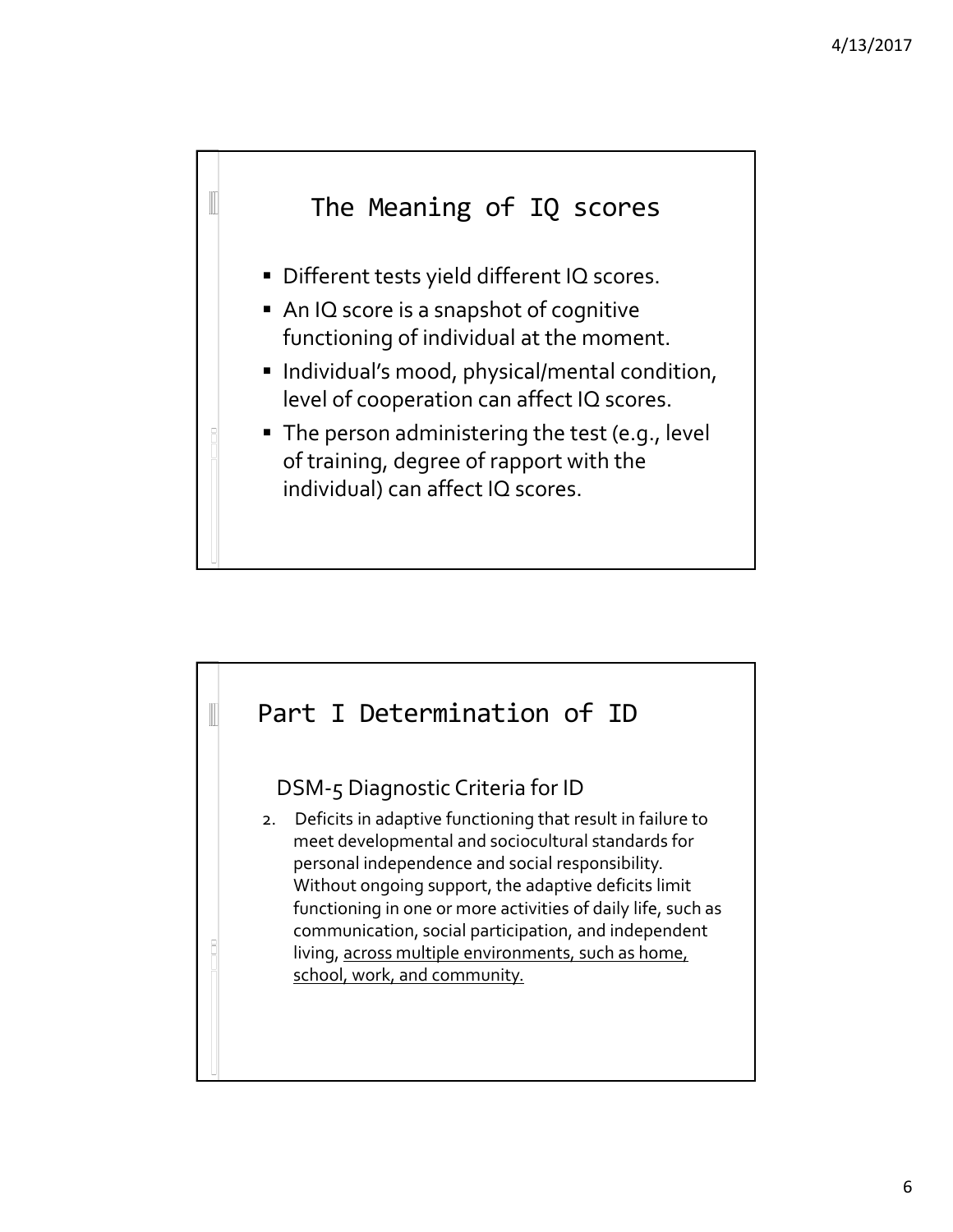## The Meaning of IQ scores

- Different tests yield different IQ scores.
- An IQ score is a snapshot of cognitive functioning of individual at the moment.
- Individual's mood, physical/mental condition, level of cooperation can affect IQ scores.
- The person administering the test (e.g., level of training, degree of rapport with the individual) can affect IQ scores.

## Part I Determination of ID

DSM-5 Diagnostic Criteria for ID

2. Deficits in adaptive functioning that result in failure to meet developmental and sociocultural standards for personal independence and social responsibility. Without ongoing support, the adaptive deficits limit functioning in one or more activities of daily life, such as communication, social participation, and independent living, <u>across multiple environments, such as home, school, work, and community.</u>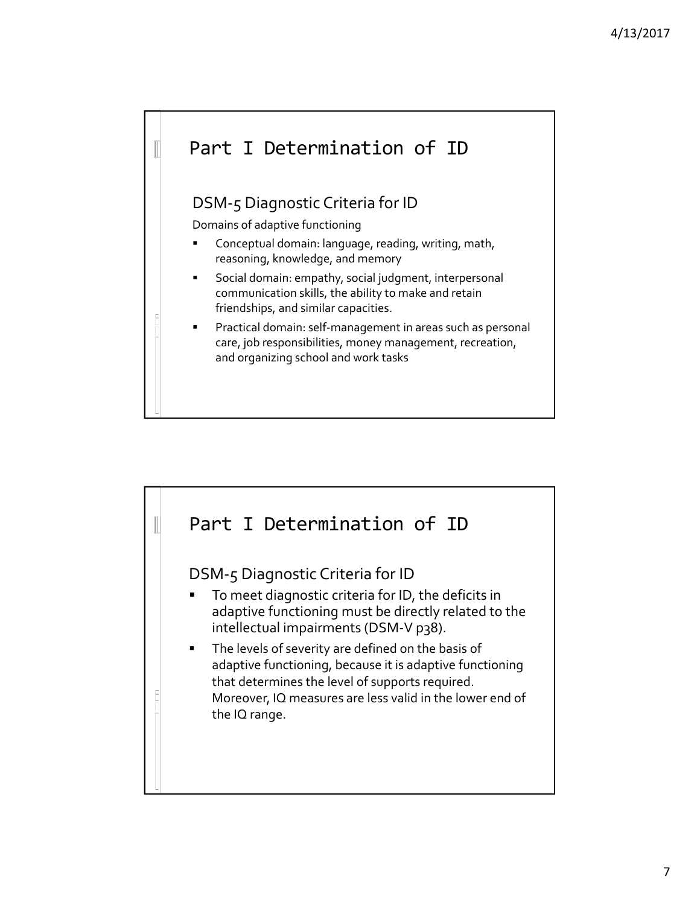# Part I Determination of ID

## DSM-5 Diagnostic Criteria for ID

Domains of adaptive functioning

- Conceptual domain: language, reading, writing, math, reasoning, knowledge, and memory
- Social domain: empathy, social judgment, interpersonal communication skills, the ability to make and retain friendships, and similar capacities.
- Practical domain: self-management in areas such as personal care, job responsibilities, money management, recreation, and organizing school and work tasks

# Part I Determination of ID

## DSM-5 Diagnostic Criteria for ID

- To meet diagnostic criteria for ID, the deficits in adaptive functioning must be directly related to the intellectual impairments (DSM-V p38).
- The levels of severity are defined on the basis of adaptive functioning, because it is adaptive functioning that determines the level of supports required. Moreover, IQ measures are less valid in the lower end of the IQ range.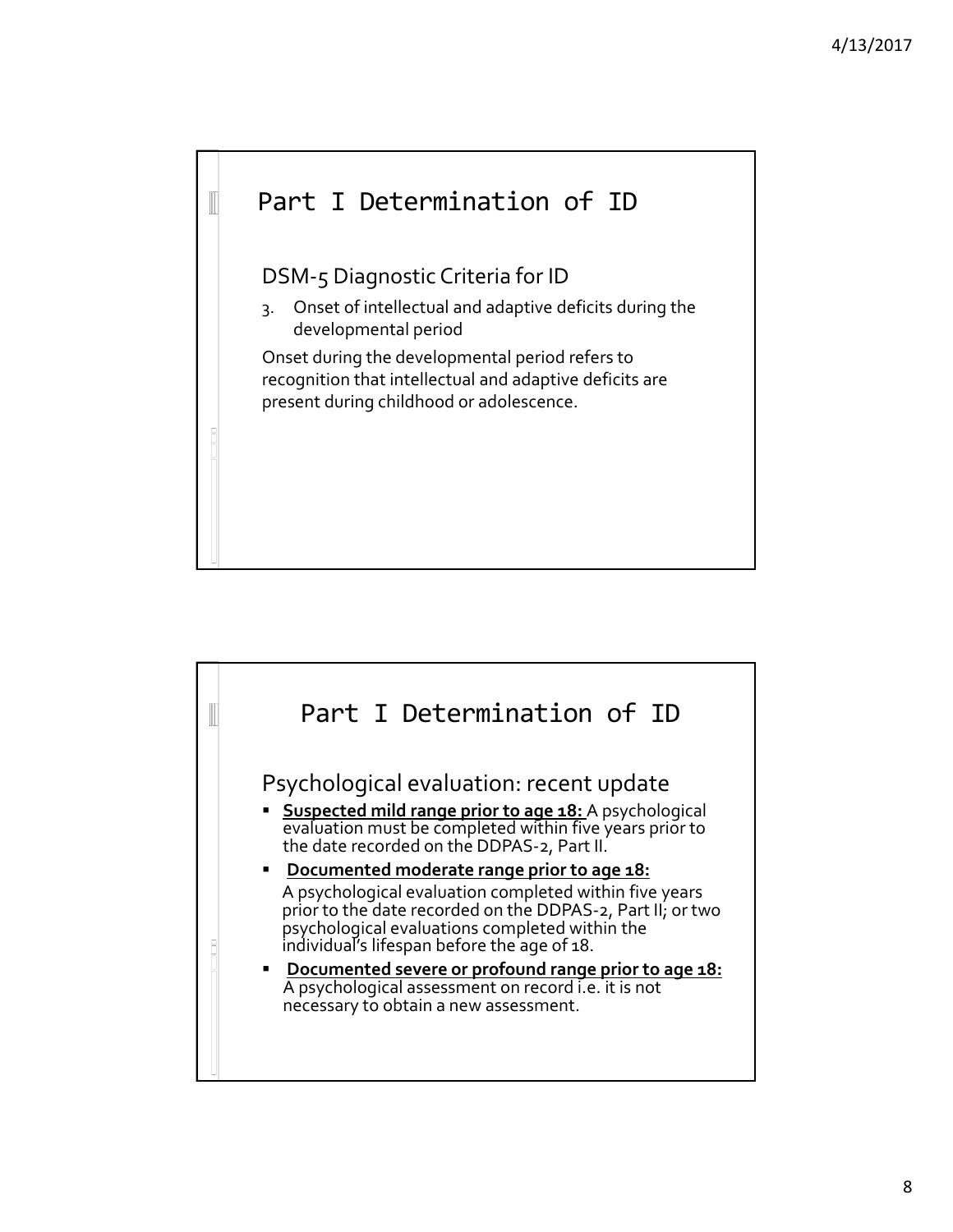## Part I Determination of ID

DSM-5 Diagnostic Criteria for ID

3. Onset of intellectual and adaptive deficits during the developmental period

Onset during the developmental period refers to recognition that intellectual and adaptive deficits are present during childhood or adolescence.

## Part I Determination of ID

Psychological evaluation: recent update

- **Suspected mild range prior to age 18:** A psychological evaluation must be completed within five years prior to the date recorded on the DDPAS-2, Part II.
- **Documented moderate range prior to age 18:** A psychological evaluation completed within five years prior to the date recorded on the DDPAS-2, Part II; or two psychological evaluations completed within the individual's lifespan before the age of 18.
- **Documented severe or profound range prior to age 18:** A psychological assessment on record i.e. it is not necessary to obtain a new assessment.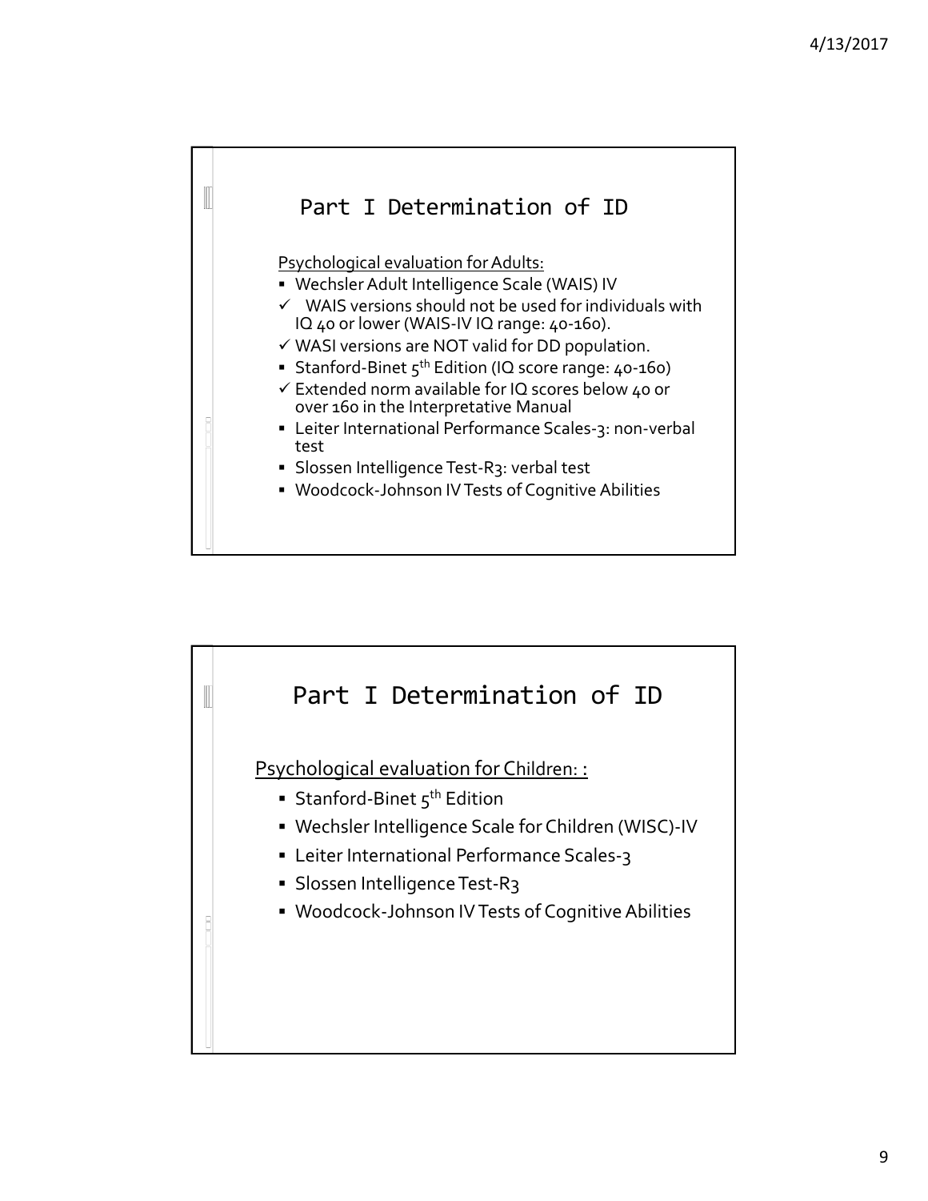## Part I Determination of ID

Psychological evaluation for Adults:

- Wechsler Adult Intelligence Scale (WAIS) IV
- ✓ WAIS versions should not be used for individuals with IQ 40 or lower (WAIS-IV IQ range: 40-160).
- ✓ WASI versions are NOT valid for DD population.
- Stanford-Binet 5th Edition (IQ score range: 40-160)
- ✓ Extended norm available for IQ scores below 40 or over 160 in the Interpretative Manual
- Leiter International Performance Scales-3: non-verbal test
- Slossen Intelligence Test-R3: verbal test
- Woodcock-Johnson IV Tests of Cognitive Abilities

## Part I Determination of ID

Psychological evaluation for Children: :

- Stanford-Binet 5th Edition
- Wechsler Intelligence Scale for Children (WISC)-IV
- Leiter International Performance Scales-3
- Slossen Intelligence Test-R3
- Woodcock-Johnson IV Tests of Cognitive Abilities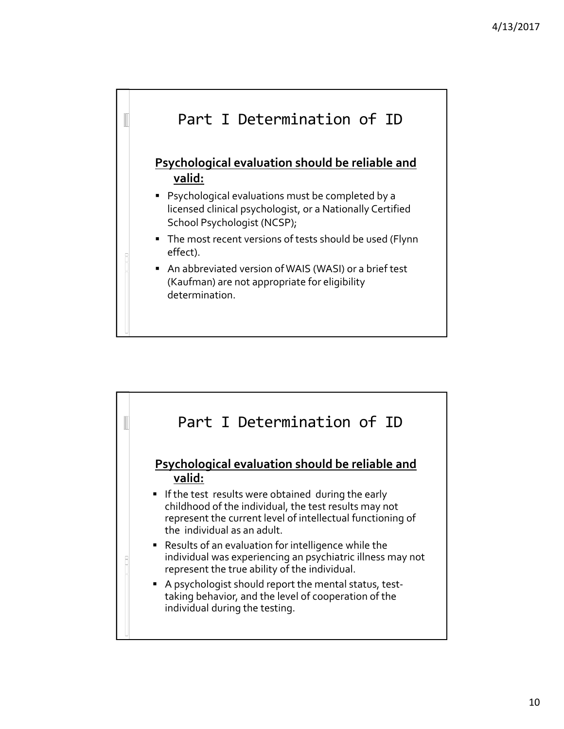## Part I Determination of ID

**Psychological evaluation should be reliable and valid:**

- Psychological evaluations must be completed by a licensed clinical psychologist, or a Nationally Certified School Psychologist (NCSP);
- The most recent versions of tests should be used (Flynn effect).
- An abbreviated version of WAIS (WASI) or a brief test (Kaufman) are not appropriate for eligibility determination.

## Part I Determination of ID

**Psychological evaluation should be reliable and valid:**

- If the test results were obtained during the early childhood of the individual, the test results may not represent the current level of intellectual functioning of the individual as an adult.
- Results of an evaluation for intelligence while the individual was experiencing an psychiatric illness may not represent the true ability of the individual.
- A psychologist should report the mental status, test-taking behavior, and the level of cooperation of the individual during the testing.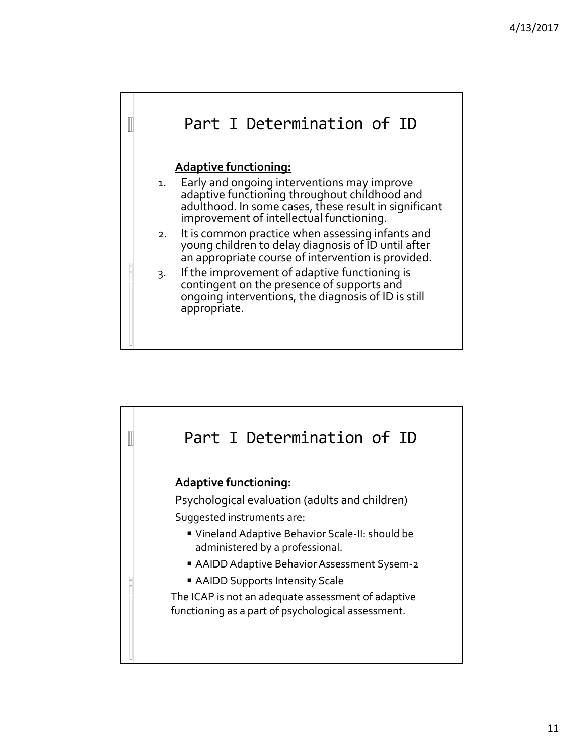# Part I Determination of ID

**Adaptive functioning:**

1. Early and ongoing interventions may improve adaptive functioning throughout childhood and adulthood. In some cases, these result in significant improvement of intellectual functioning.
2. It is common practice when assessing infants and young children to delay diagnosis of ID until after an appropriate course of intervention is provided.
3. If the improvement of adaptive functioning is contingent on the presence of supports and ongoing interventions, the diagnosis of ID is still appropriate.

# Part I Determination of ID

**Adaptive functioning:**

Psychological evaluation (adults and children)

Suggested instruments are:

- Vineland Adaptive Behavior Scale-II: should be administered by a professional.
- AAIDD Adaptive Behavior Assessment Sysem-2
- AAIDD Supports Intensity Scale

The ICAP is not an adequate assessment of adaptive functioning as a part of psychological assessment.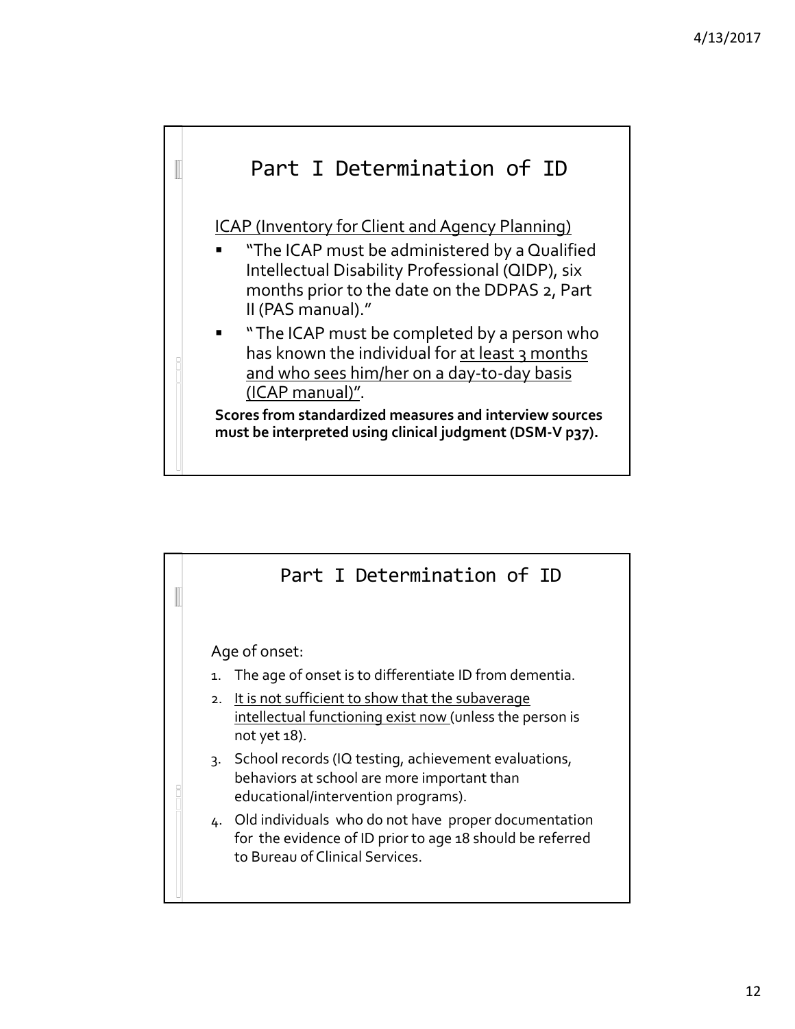## Part I Determination of ID

<u>ICAP (Inventory for Client and Agency Planning)</u>

- "The ICAP must be administered by a Qualified Intellectual Disability Professional (QIDP), six months prior to the date on the DDPAS 2, Part II (PAS manual)."
- " The ICAP must be completed by a person who has known the individual for <u>at least 3 months and who sees him/her on a day-to-day basis (ICAP manual)"</u>.

**Scores from standardized measures and interview sources must be interpreted using clinical judgment (DSM-V p37).**

## Part I Determination of ID

Age of onset:

1. The age of onset is to differentiate ID from dementia.
2. <u>It is not sufficient to show that the subaverage intellectual functioning exist now</u> (unless the person is not yet 18).
3. School records (IQ testing, achievement evaluations, behaviors at school are more important than educational/intervention programs).
4. Old individuals who do not have proper documentation for the evidence of ID prior to age 18 should be referred to Bureau of Clinical Services.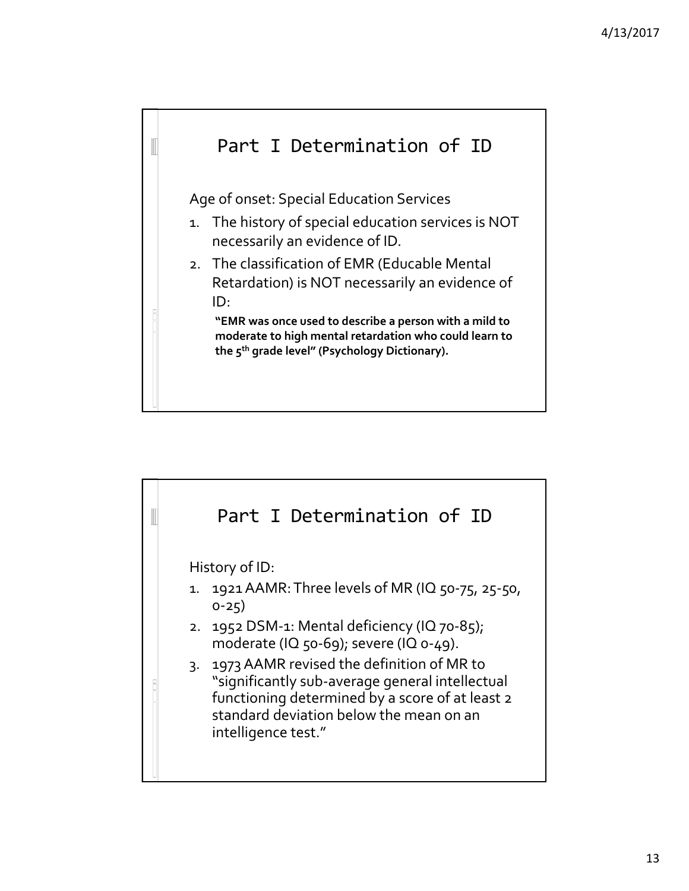## Part I Determination of ID

Age of onset: Special Education Services

1. The history of special education services is NOT necessarily an evidence of ID.
2. The classification of EMR (Educable Mental Retardation) is NOT necessarily an evidence of ID:

   **"EMR was once used to describe a person with a mild to moderate to high mental retardation who could learn to the 5th grade level" (Psychology Dictionary).**

## Part I Determination of ID

History of ID:

1. 1921 AAMR: Three levels of MR (IQ 50-75, 25-50, 0-25)
2. 1952 DSM-1: Mental deficiency (IQ 70-85); moderate (IQ 50-69); severe (IQ 0-49).
3. 1973 AAMR revised the definition of MR to "significantly sub-average general intellectual functioning determined by a score of at least 2 standard deviation below the mean on an intelligence test."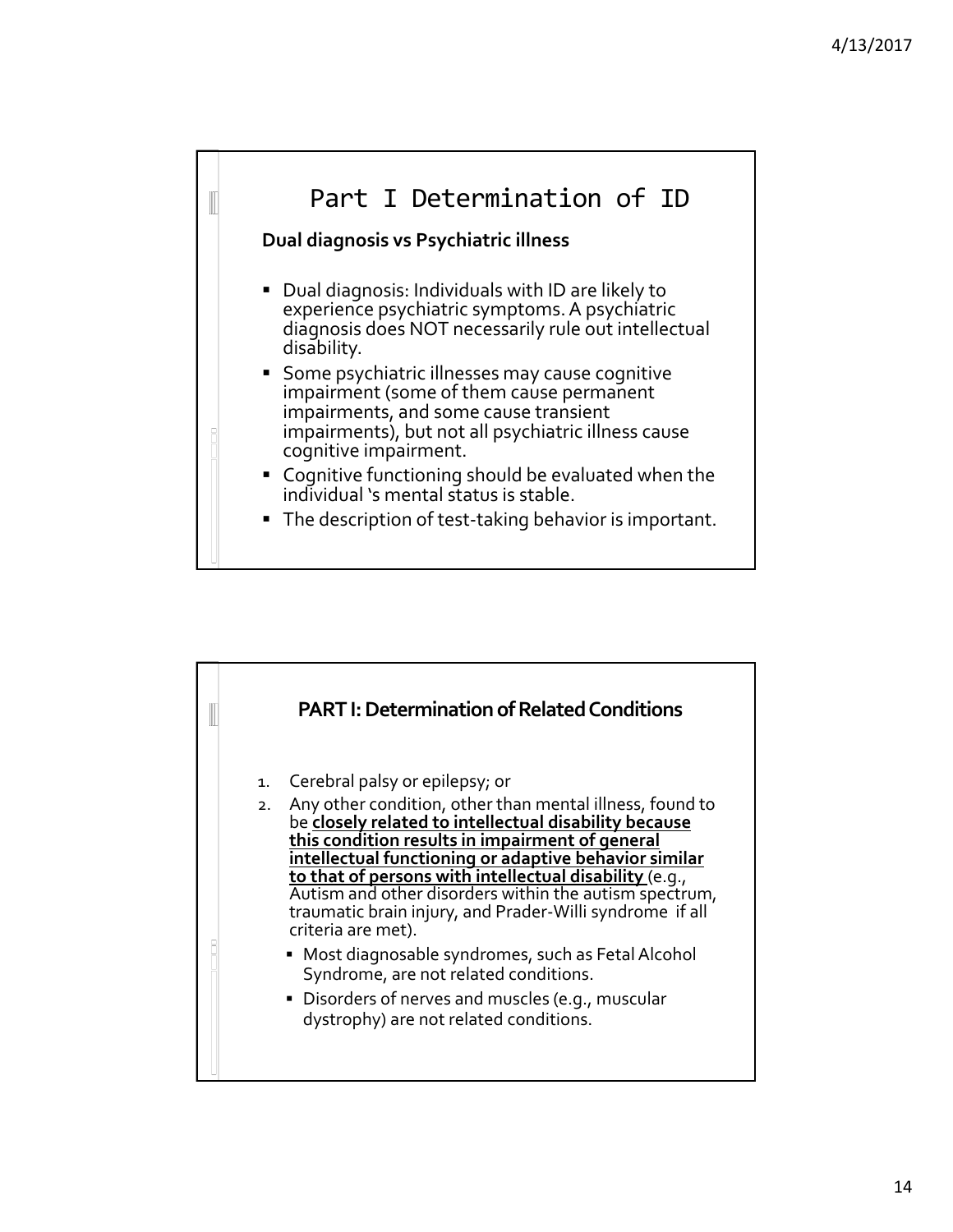## Part I Determination of ID

**Dual diagnosis vs Psychiatric illness**

- Dual diagnosis: Individuals with ID are likely to experience psychiatric symptoms. A psychiatric diagnosis does NOT necessarily rule out intellectual disability.
- Some psychiatric illnesses may cause cognitive impairment (some of them cause permanent impairments, and some cause transient impairments), but not all psychiatric illness cause cognitive impairment.
- Cognitive functioning should be evaluated when the individual 's mental status is stable.
- The description of test-taking behavior is important.

## PART I: Determination of Related Conditions

1. Cerebral palsy or epilepsy; or
2. Any other condition, other than mental illness, found to be **closely related to intellectual disability because this condition results in impairment of general intellectual functioning or adaptive behavior similar to that of persons with intellectual disability** (e.g., Autism and other disorders within the autism spectrum, traumatic brain injury, and Prader-Willi syndrome if all criteria are met).
   - Most diagnosable syndromes, such as Fetal Alcohol Syndrome, are not related conditions.
   - Disorders of nerves and muscles (e.g., muscular dystrophy) are not related conditions.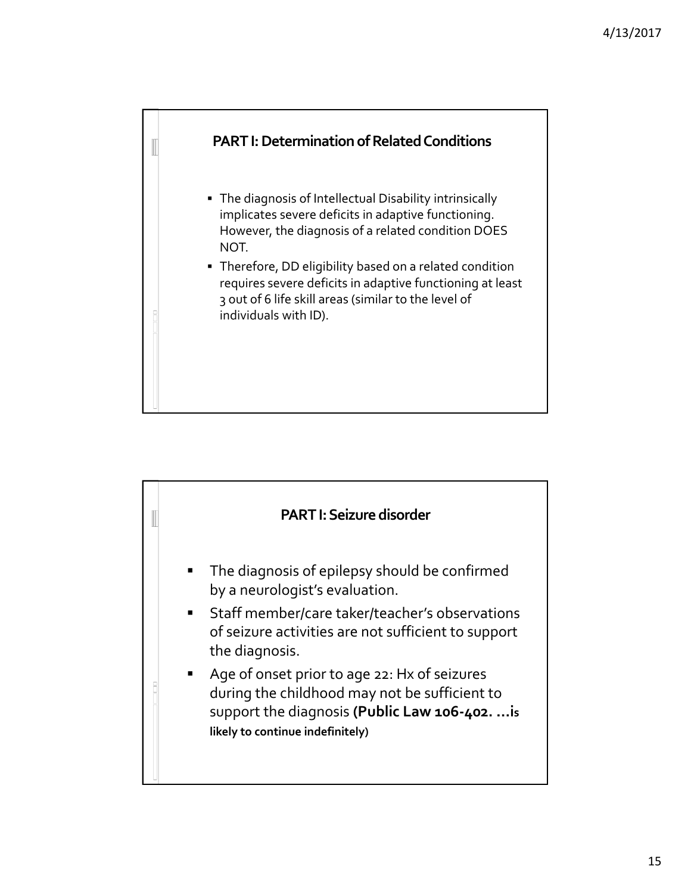## PART I: Determination of Related Conditions

- The diagnosis of Intellectual Disability intrinsically implicates severe deficits in adaptive functioning. However, the diagnosis of a related condition DOES NOT.
- Therefore, DD eligibility based on a related condition requires severe deficits in adaptive functioning at least 3 out of 6 life skill areas (similar to the level of individuals with ID).

## PART I: Seizure disorder

- The diagnosis of epilepsy should be confirmed by a neurologist's evaluation.
- Staff member/care taker/teacher's observations of seizure activities are not sufficient to support the diagnosis.
- Age of onset prior to age 22: Hx of seizures during the childhood may not be sufficient to support the diagnosis **(Public Law 106-402. …is likely to continue indefinitely)**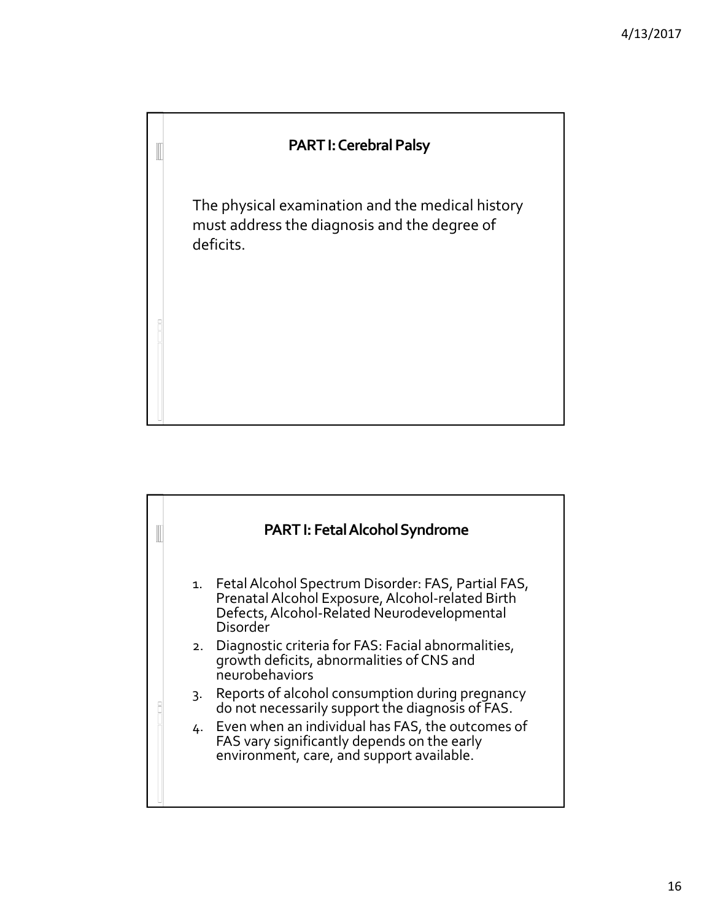## PART I: Cerebral Palsy

The physical examination and the medical history must address the diagnosis and the degree of deficits.

## PART I: Fetal Alcohol Syndrome

1. Fetal Alcohol Spectrum Disorder: FAS, Partial FAS, Prenatal Alcohol Exposure, Alcohol-related Birth Defects, Alcohol-Related Neurodevelopmental Disorder
2. Diagnostic criteria for FAS: Facial abnormalities, growth deficits, abnormalities of CNS and neurobehaviors
3. Reports of alcohol consumption during pregnancy do not necessarily support the diagnosis of FAS.
4. Even when an individual has FAS, the outcomes of FAS vary significantly depends on the early environment, care, and support available.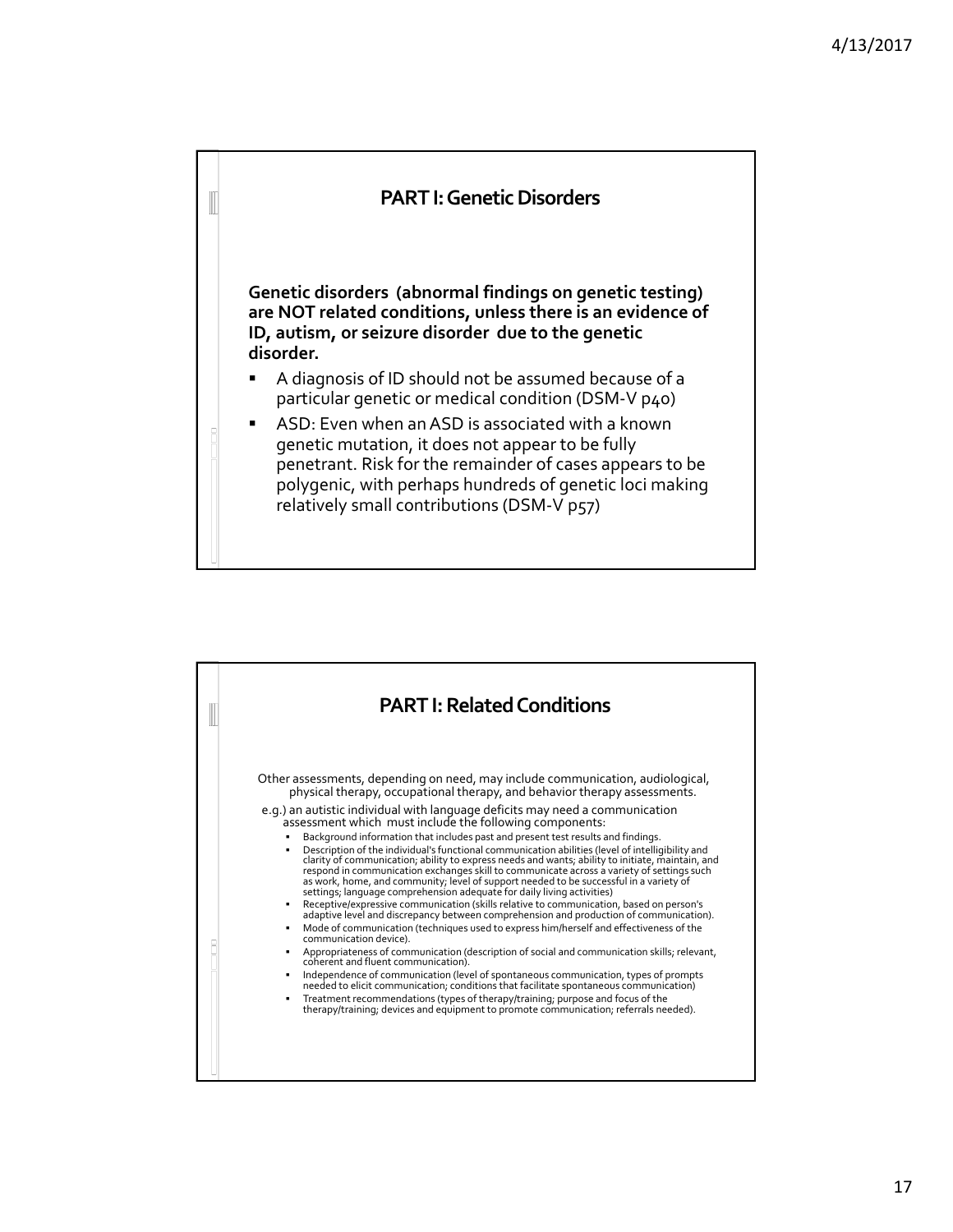## PART I: Genetic Disorders

**Genetic disorders (abnormal findings on genetic testing) are NOT related conditions, unless there is an evidence of ID, autism, or seizure disorder due to the genetic disorder.**

- A diagnosis of ID should not be assumed because of a particular genetic or medical condition (DSM-V p40)
- ASD: Even when an ASD is associated with a known genetic mutation, it does not appear to be fully penetrant. Risk for the remainder of cases appears to be polygenic, with perhaps hundreds of genetic loci making relatively small contributions (DSM-V p57)

## PART I: Related Conditions

Other assessments, depending on need, may include communication, audiological, physical therapy, occupational therapy, and behavior therapy assessments.

e.g.) an autistic individual with language deficits may need a communication assessment which must include the following components:

- Background information that includes past and present test results and findings.
- Description of the individual's functional communication abilities (level of intelligibility and clarity of communication; ability to express needs and wants; ability to initiate, maintain, and respond in communication exchanges skill to communicate across a variety of settings such as work, home, and community; level of support needed to be successful in a variety of settings; language comprehension adequate for daily living activities)
- Receptive/expressive communication (skills relative to communication, based on person's adaptive level and discrepancy between comprehension and production of communication).
- Mode of communication (techniques used to express him/herself and effectiveness of the communication device).
- Appropriateness of communication (description of social and communication skills; relevant, coherent and fluent communication).
- Independence of communication (level of spontaneous communication, types of prompts needed to elicit communication; conditions that facilitate spontaneous communication)
- Treatment recommendations (types of therapy/training; purpose and focus of the therapy/training; devices and equipment to promote communication; referrals needed).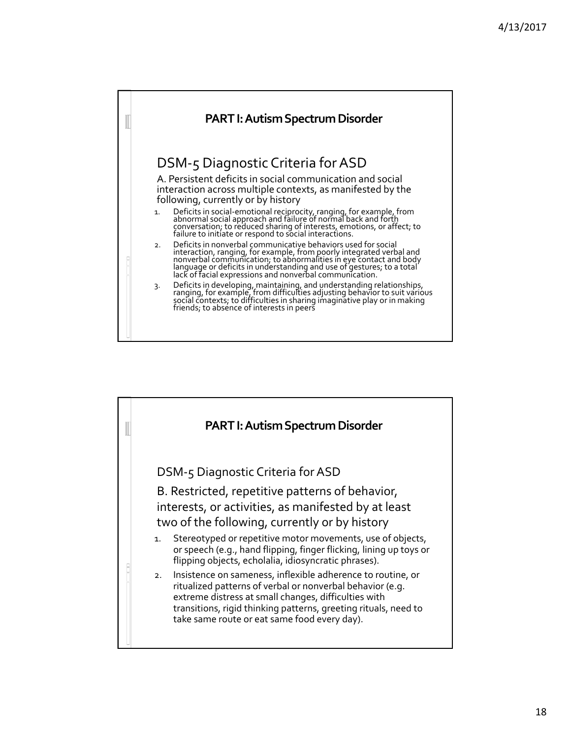## PART I: Autism Spectrum Disorder

### DSM-5 Diagnostic Criteria for ASD

A. Persistent deficits in social communication and social interaction across multiple contexts, as manifested by the following, currently or by history

1. Deficits in social-emotional reciprocity, ranging, for example, from abnormal social approach and failure of normal back and forth conversation; to reduced sharing of interests, emotions, or affect; to failure to initiate or respond to social interactions.
2. Deficits in nonverbal communicative behaviors used for social interaction, ranging, for example, from poorly integrated verbal and nonverbal communication; to abnormalities in eye contact and body language or deficits in understanding and use of gestures; to a total lack of facial expressions and nonverbal communication.
3. Deficits in developing, maintaining, and understanding relationships, ranging, for example, from difficulties adjusting behavior to suit various social contexts; to difficulties in sharing imaginative play or in making friends; to absence of interests in peers

## PART I: Autism Spectrum Disorder

### DSM-5 Diagnostic Criteria for ASD

B. Restricted, repetitive patterns of behavior, interests, or activities, as manifested by at least two of the following, currently or by history

1. Stereotyped or repetitive motor movements, use of objects, or speech (e.g., hand flipping, finger flicking, lining up toys or flipping objects, echolalia, idiosyncratic phrases).
2. Insistence on sameness, inflexible adherence to routine, or ritualized patterns of verbal or nonverbal behavior (e.g. extreme distress at small changes, difficulties with transitions, rigid thinking patterns, greeting rituals, need to take same route or eat same food every day).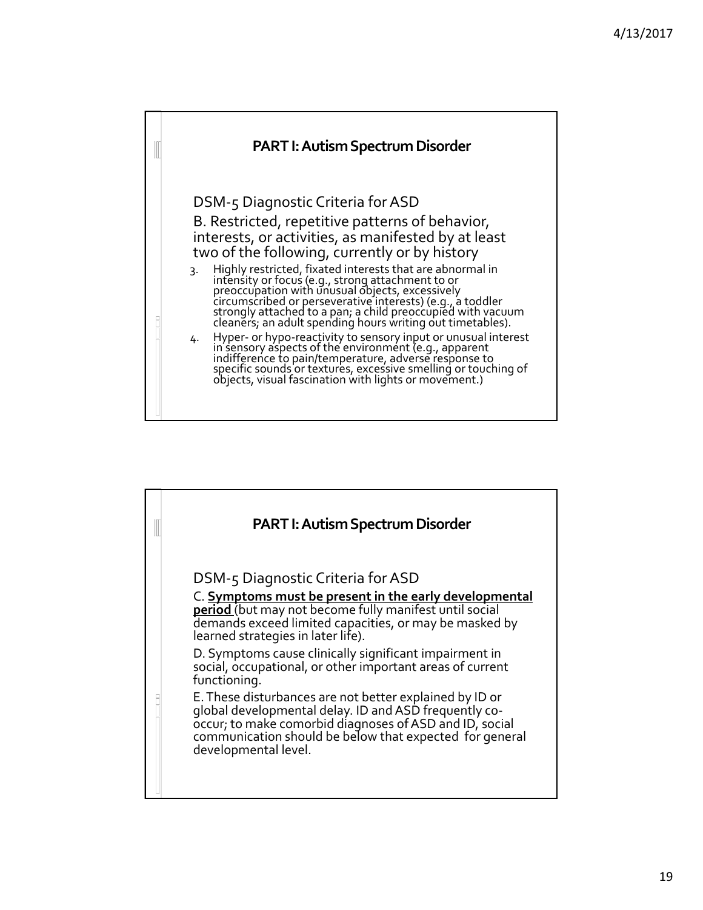## PART I: Autism Spectrum Disorder

DSM-5 Diagnostic Criteria for ASD

B. Restricted, repetitive patterns of behavior, interests, or activities, as manifested by at least two of the following, currently or by history

3. Highly restricted, fixated interests that are abnormal in intensity or focus (e.g., strong attachment to or preoccupation with unusual objects, excessively circumscribed or perseverative interests) (e.g., a toddler strongly attached to a pan; a child preoccupied with vacuum cleaners; an adult spending hours writing out timetables).
4. Hyper- or hypo-reactivity to sensory input or unusual interest in sensory aspects of the environment (e.g., apparent indifference to pain/temperature, adverse response to specific sounds or textures, excessive smelling or touching of objects, visual fascination with lights or movement.)

## PART I: Autism Spectrum Disorder

DSM-5 Diagnostic Criteria for ASD

C. **<u>Symptoms must be present in the early developmental period</u>** (but may not become fully manifest until social demands exceed limited capacities, or may be masked by learned strategies in later life).

D. Symptoms cause clinically significant impairment in social, occupational, or other important areas of current functioning.

E. These disturbances are not better explained by ID or global developmental delay. ID and ASD frequently co-occur; to make comorbid diagnoses of ASD and ID, social communication should be below that expected for general developmental level.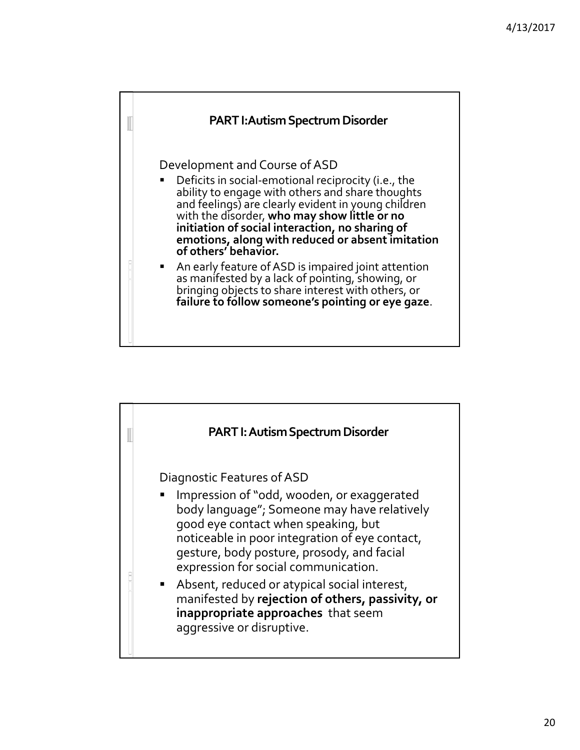## PART I: Autism Spectrum Disorder

Development and Course of ASD

- Deficits in social-emotional reciprocity (i.e., the ability to engage with others and share thoughts and feelings) are clearly evident in young children with the disorder, **who may show little or no initiation of social interaction, no sharing of emotions, along with reduced or absent imitation of others' behavior.**
- An early feature of ASD is impaired joint attention as manifested by a lack of pointing, showing, or bringing objects to share interest with others, or **failure to follow someone's pointing or eye gaze**.

## PART I: Autism Spectrum Disorder

Diagnostic Features of ASD

- Impression of "odd, wooden, or exaggerated body language"; Someone may have relatively good eye contact when speaking, but noticeable in poor integration of eye contact, gesture, body posture, prosody, and facial expression for social communication.
- Absent, reduced or atypical social interest, manifested by **rejection of others, passivity, or inappropriate approaches** that seem aggressive or disruptive.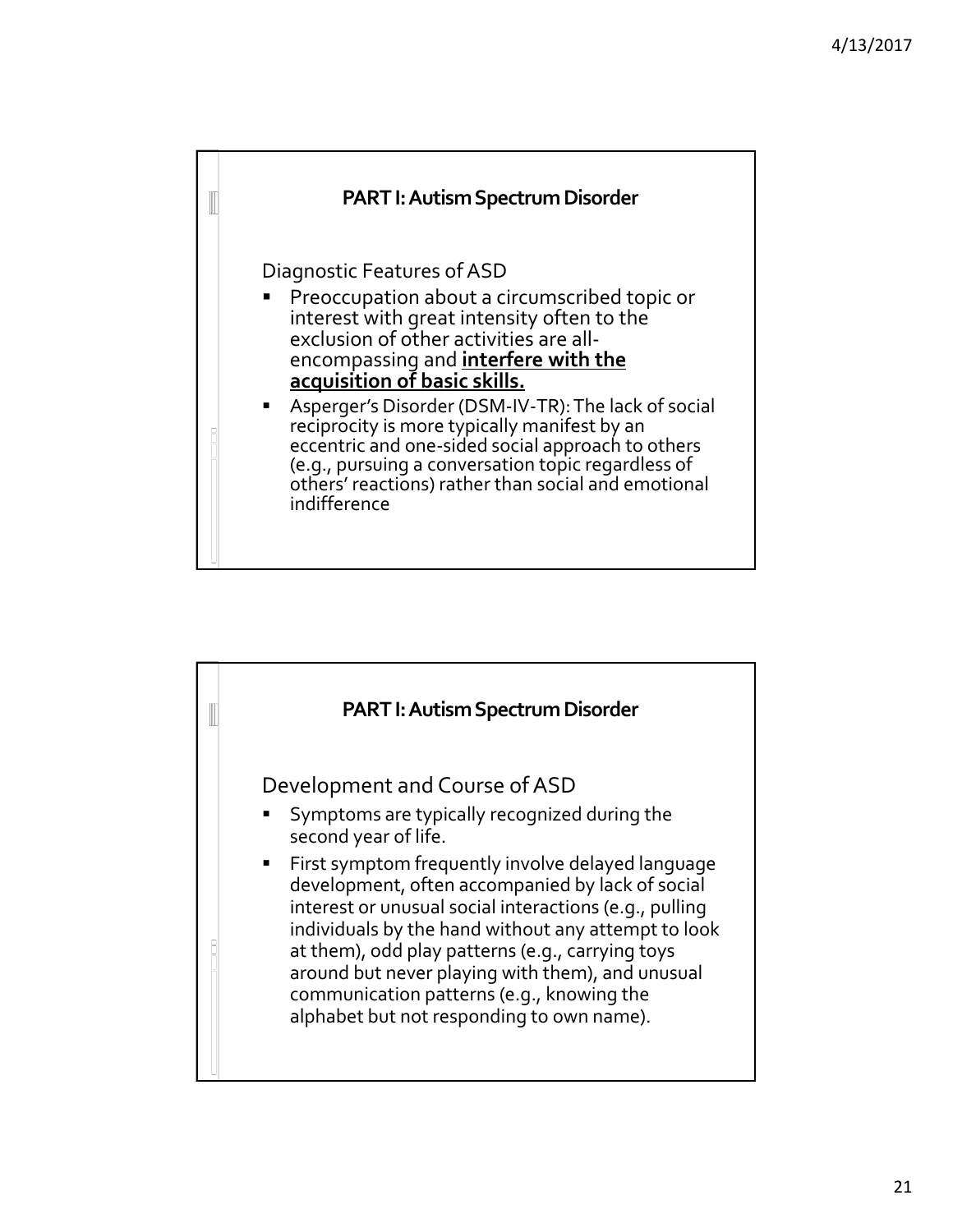## PART I: Autism Spectrum Disorder

Diagnostic Features of ASD

- Preoccupation about a circumscribed topic or interest with great intensity often to the exclusion of other activities are all-encompassing and **interfere with the acquisition of basic skills.**
- Asperger's Disorder (DSM-IV-TR): The lack of social reciprocity is more typically manifest by an eccentric and one-sided social approach to others (e.g., pursuing a conversation topic regardless of others' reactions) rather than social and emotional indifference

## PART I: Autism Spectrum Disorder

Development and Course of ASD

- Symptoms are typically recognized during the second year of life.
- First symptom frequently involve delayed language development, often accompanied by lack of social interest or unusual social interactions (e.g., pulling individuals by the hand without any attempt to look at them), odd play patterns (e.g., carrying toys around but never playing with them), and unusual communication patterns (e.g., knowing the alphabet but not responding to own name).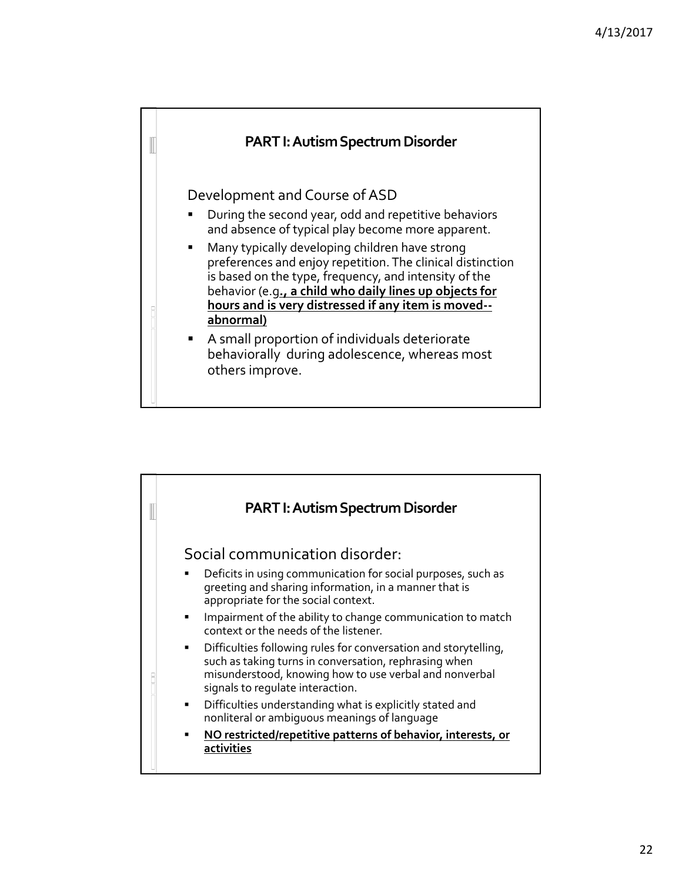## PART I: Autism Spectrum Disorder

### Development and Course of ASD

- During the second year, odd and repetitive behaviors and absence of typical play become more apparent.
- Many typically developing children have strong preferences and enjoy repetition. The clinical distinction is based on the type, frequency, and intensity of the behavior (e.g**., <u>a child who daily lines up objects for hours and is very distressed if any item is moved--abnormal)</u>**
- A small proportion of individuals deteriorate behaviorally during adolescence, whereas most others improve.

## PART I: Autism Spectrum Disorder

### Social communication disorder:

- Deficits in using communication for social purposes, such as greeting and sharing information, in a manner that is appropriate for the social context.
- Impairment of the ability to change communication to match context or the needs of the listener.
- Difficulties following rules for conversation and storytelling, such as taking turns in conversation, rephrasing when misunderstood, knowing how to use verbal and nonverbal signals to regulate interaction.
- Difficulties understanding what is explicitly stated and nonliteral or ambiguous meanings of language
- **<u>NO restricted/repetitive patterns of behavior, interests, or activities</u>**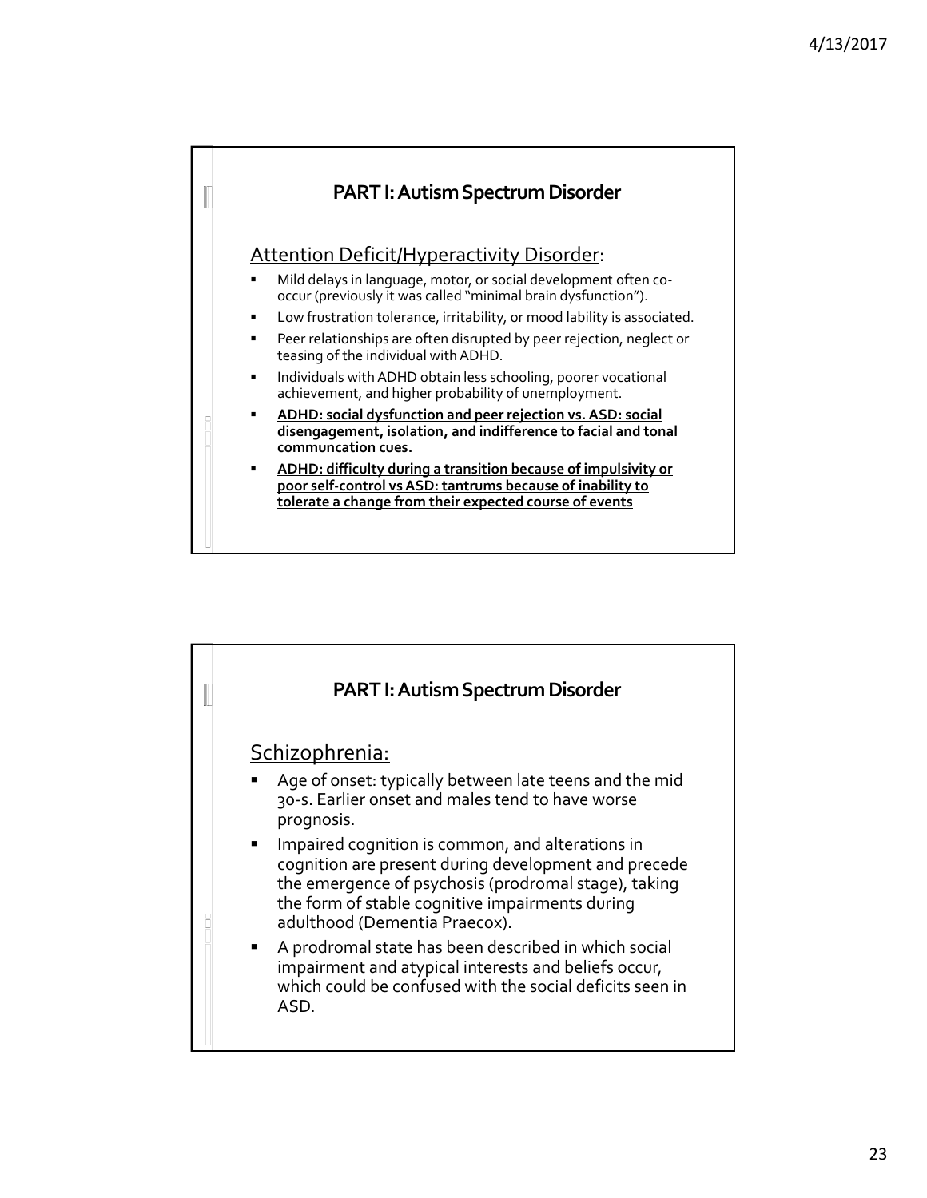## PART I: Autism Spectrum Disorder

Attention Deficit/Hyperactivity Disorder:

- Mild delays in language, motor, or social development often co-occur (previously it was called "minimal brain dysfunction").
- Low frustration tolerance, irritability, or mood lability is associated.
- Peer relationships are often disrupted by peer rejection, neglect or teasing of the individual with ADHD.
- Individuals with ADHD obtain less schooling, poorer vocational achievement, and higher probability of unemployment.
- **ADHD: social dysfunction and peer rejection vs. ASD: social disengagement, isolation, and indifference to facial and tonal communcation cues.**
- **ADHD: difficulty during a transition because of impulsivity or poor self-control vs ASD: tantrums because of inability to tolerate a change from their expected course of events**

## PART I: Autism Spectrum Disorder

Schizophrenia:

- Age of onset: typically between late teens and the mid 30-s. Earlier onset and males tend to have worse prognosis.
- Impaired cognition is common, and alterations in cognition are present during development and precede the emergence of psychosis (prodromal stage), taking the form of stable cognitive impairments during adulthood (Dementia Praecox).
- A prodromal state has been described in which social impairment and atypical interests and beliefs occur, which could be confused with the social deficits seen in ASD.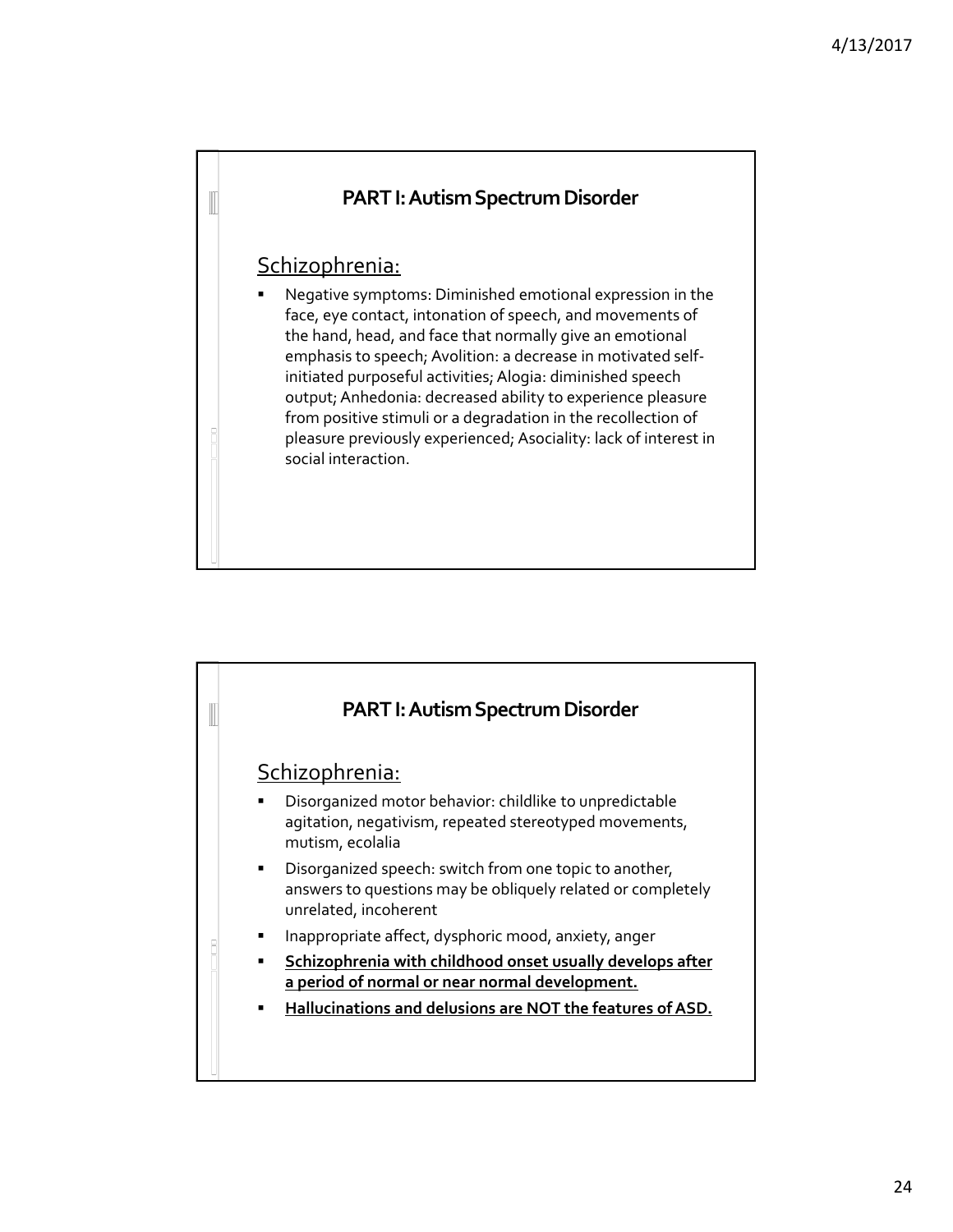## PART I: Autism Spectrum Disorder

Schizophrenia:

- Negative symptoms: Diminished emotional expression in the face, eye contact, intonation of speech, and movements of the hand, head, and face that normally give an emotional emphasis to speech; Avolition: a decrease in motivated self-initiated purposeful activities; Alogia: diminished speech output; Anhedonia: decreased ability to experience pleasure from positive stimuli or a degradation in the recollection of pleasure previously experienced; Asociality: lack of interest in social interaction.

## PART I: Autism Spectrum Disorder

Schizophrenia:

- Disorganized motor behavior: childlike to unpredictable agitation, negativism, repeated stereotyped movements, mutism, ecolalia
- Disorganized speech: switch from one topic to another, answers to questions may be obliquely related or completely unrelated, incoherent
- Inappropriate affect, dysphoric mood, anxiety, anger
- **Schizophrenia with childhood onset usually develops after a period of normal or near normal development.**
- **Hallucinations and delusions are NOT the features of ASD.**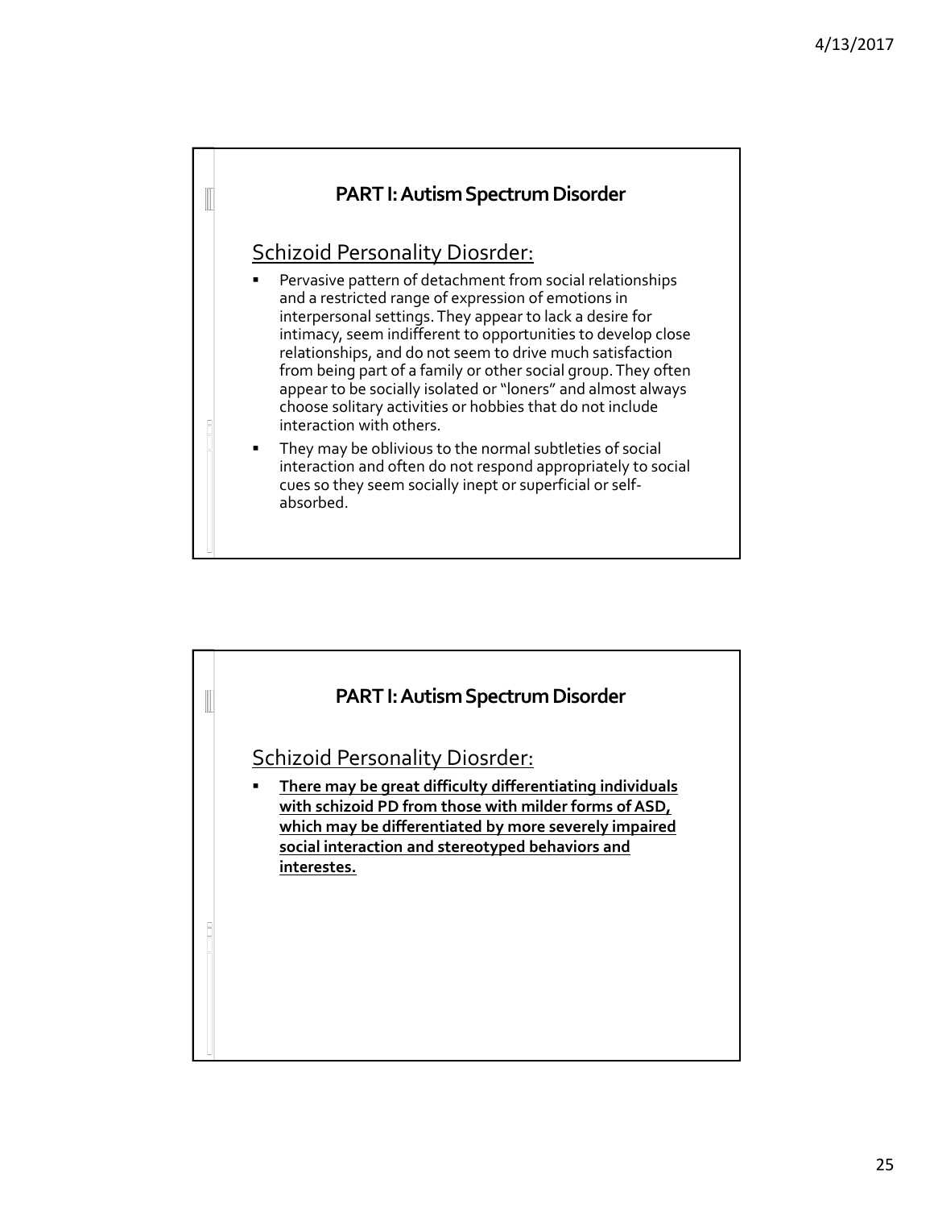## PART I: Autism Spectrum Disorder

### Schizoid Personality Diosrder:

- Pervasive pattern of detachment from social relationships and a restricted range of expression of emotions in interpersonal settings. They appear to lack a desire for intimacy, seem indifferent to opportunities to develop close relationships, and do not seem to drive much satisfaction from being part of a family or other social group. They often appear to be socially isolated or "loners" and almost always choose solitary activities or hobbies that do not include interaction with others.
- They may be oblivious to the normal subtleties of social interaction and often do not respond appropriately to social cues so they seem socially inept or superficial or self-absorbed.

## PART I: Autism Spectrum Disorder

### Schizoid Personality Diosrder:

- <u>**There may be great difficulty differentiating individuals with schizoid PD from those with milder forms of ASD, which may be differentiated by more severely impaired social interaction and stereotyped behaviors and interestes.**</u>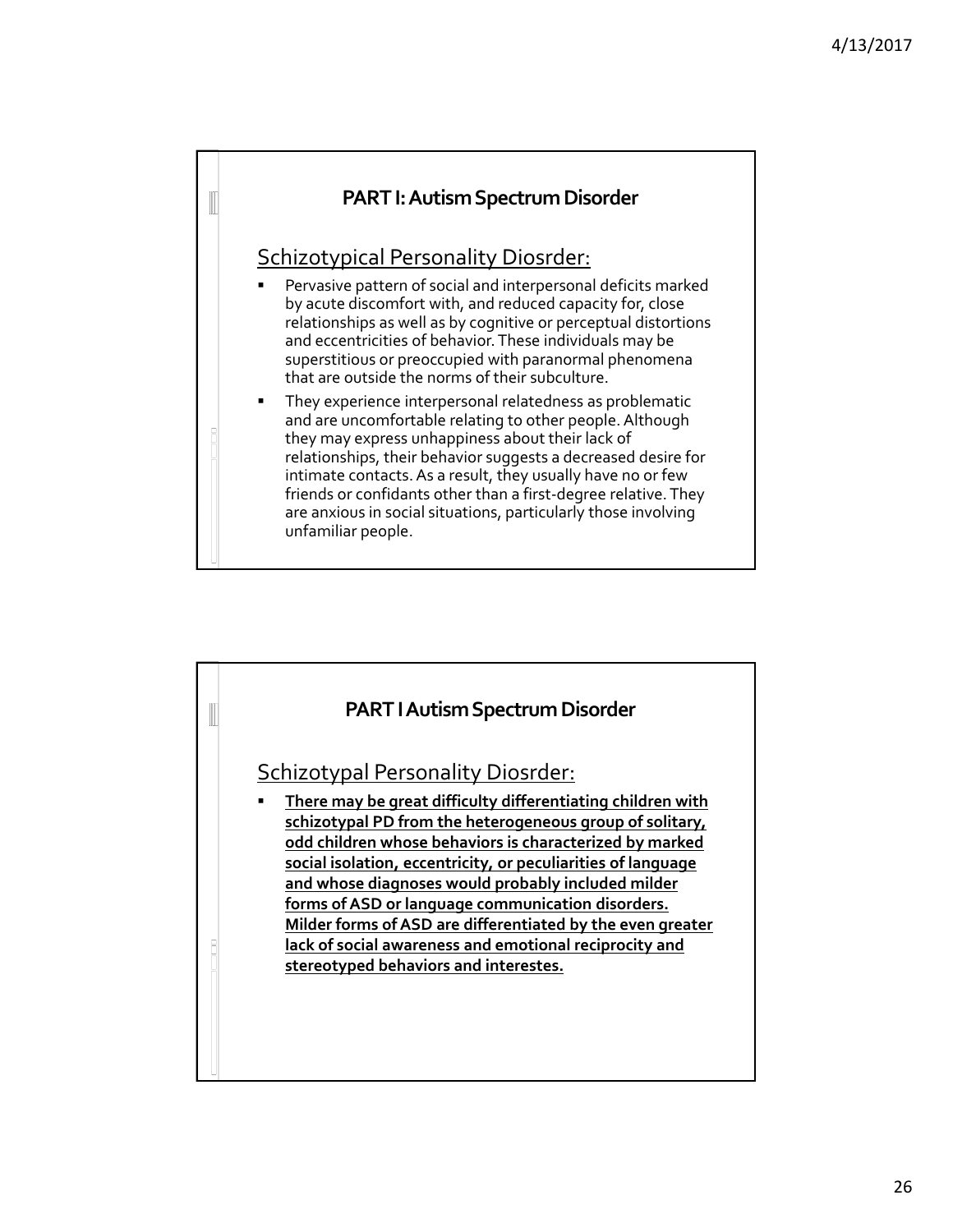## PART I: Autism Spectrum Disorder

Schizotypical Personality Diosrder:

- Pervasive pattern of social and interpersonal deficits marked by acute discomfort with, and reduced capacity for, close relationships as well as by cognitive or perceptual distortions and eccentricities of behavior. These individuals may be superstitious or preoccupied with paranormal phenomena that are outside the norms of their subculture.
- They experience interpersonal relatedness as problematic and are uncomfortable relating to other people. Although they may express unhappiness about their lack of relationships, their behavior suggests a decreased desire for intimate contacts. As a result, they usually have no or few friends or confidants other than a first-degree relative. They are anxious in social situations, particularly those involving unfamiliar people.

## PART I Autism Spectrum Disorder

Schizotypal Personality Diosrder:

- **There may be great difficulty differentiating children with schizotypal PD from the heterogeneous group of solitary, odd children whose behaviors is characterized by marked social isolation, eccentricity, or peculiarities of language and whose diagnoses would probably included milder forms of ASD or language communication disorders. Milder forms of ASD are differentiated by the even greater lack of social awareness and emotional reciprocity and stereotyped behaviors and interestes.**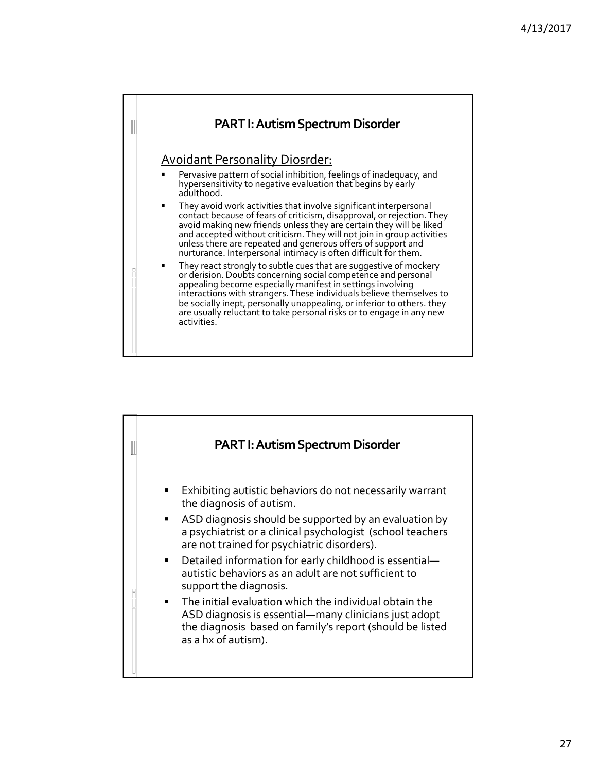## PART I: Autism Spectrum Disorder

Avoidant Personality Diosrder:

- Pervasive pattern of social inhibition, feelings of inadequacy, and hypersensitivity to negative evaluation that begins by early adulthood.
- They avoid work activities that involve significant interpersonal contact because of fears of criticism, disapproval, or rejection. They avoid making new friends unless they are certain they will be liked and accepted without criticism. They will not join in group activities unless there are repeated and generous offers of support and nurturance. Interpersonal intimacy is often difficult for them.
- They react strongly to subtle cues that are suggestive of mockery or derision. Doubts concerning social competence and personal appealing become especially manifest in settings involving interactions with strangers. These individuals believe themselves to be socially inept, personally unappealing, or inferior to others. they are usually reluctant to take personal risks or to engage in any new activities.

## PART I: Autism Spectrum Disorder

- Exhibiting autistic behaviors do not necessarily warrant the diagnosis of autism.
- ASD diagnosis should be supported by an evaluation by a psychiatrist or a clinical psychologist (school teachers are not trained for psychiatric disorders).
- Detailed information for early childhood is essential—autistic behaviors as an adult are not sufficient to support the diagnosis.
- The initial evaluation which the individual obtain the ASD diagnosis is essential—many clinicians just adopt the diagnosis based on family's report (should be listed as a hx of autism).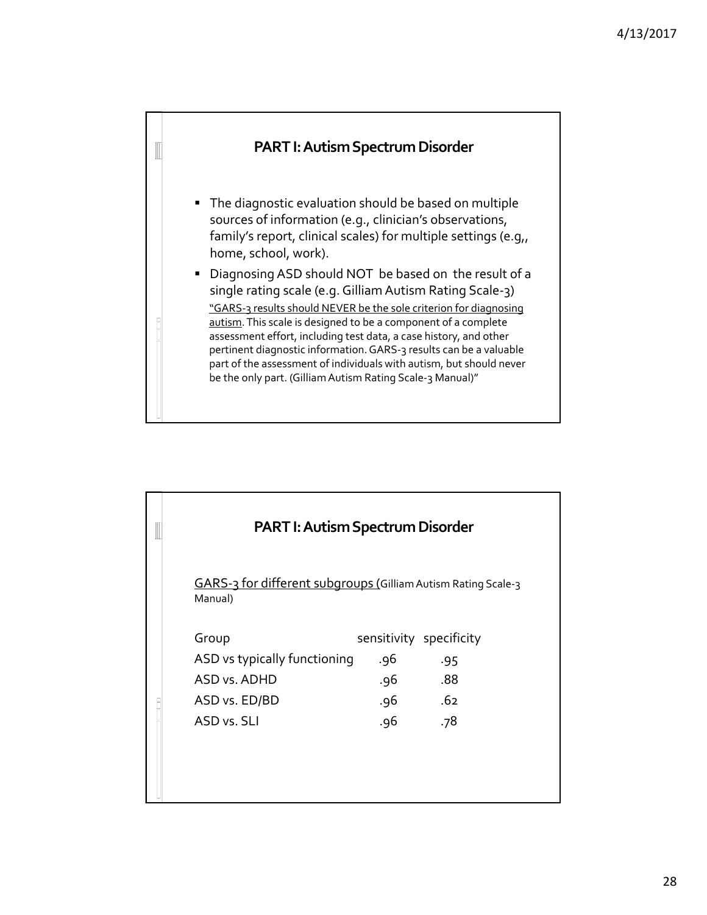## PART I: Autism Spectrum Disorder

- The diagnostic evaluation should be based on multiple sources of information (e.g., clinician's observations, family's report, clinical scales) for multiple settings (e.g,, home, school, work).
- Diagnosing ASD should NOT be based on the result of a single rating scale (e.g. Gilliam Autism Rating Scale-3)

  "GARS-3 results should NEVER be the sole criterion for diagnosing autism. This scale is designed to be a component of a complete assessment effort, including test data, a case history, and other pertinent diagnostic information. GARS-3 results can be a valuable part of the assessment of individuals with autism, but should never be the only part. (Gilliam Autism Rating Scale-3 Manual)"

## PART I: Autism Spectrum Disorder

GARS-3 for different subgroups (Gilliam Autism Rating Scale-3 Manual)

| Group | sensitivity | specificity |
| --- | --- | --- |
| ASD vs typically functioning | .96 | .95 |
| ASD vs. ADHD | .96 | .88 |
| ASD vs. ED/BD | .96 | .62 |
| ASD vs. SLI | .96 | .78 |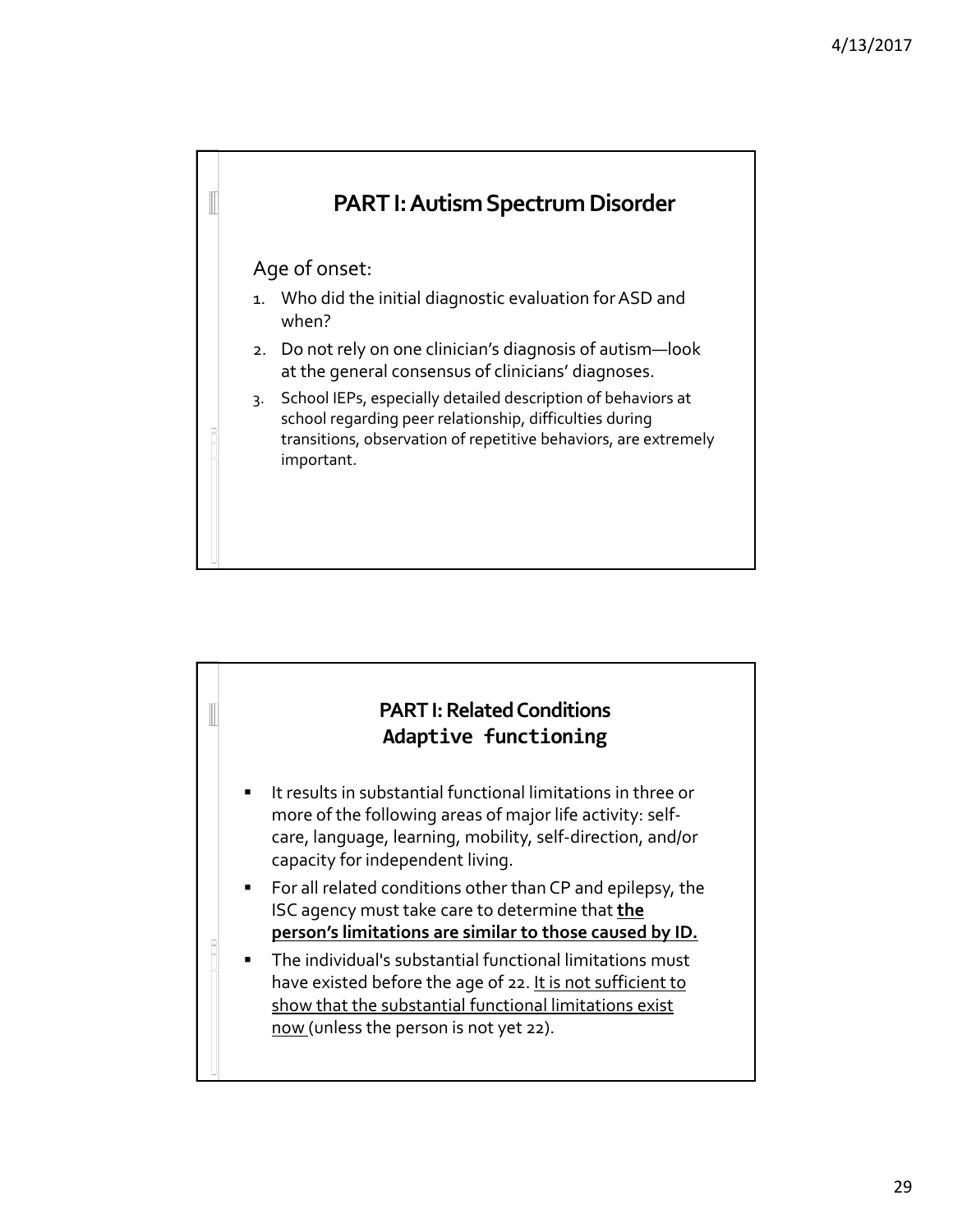## PART I: Autism Spectrum Disorder

Age of onset:

1. Who did the initial diagnostic evaluation for ASD and when?
2. Do not rely on one clinician's diagnosis of autism—look at the general consensus of clinicians' diagnoses.
3. School IEPs, especially detailed description of behaviors at school regarding peer relationship, difficulties during transitions, observation of repetitive behaviors, are extremely important.

## PART I: Related Conditions
### Adaptive functioning

- It results in substantial functional limitations in three or more of the following areas of major life activity: self-care, language, learning, mobility, self-direction, and/or capacity for independent living.
- For all related conditions other than CP and epilepsy, the ISC agency must take care to determine that **the person's limitations are similar to those caused by ID.**
- The individual's substantial functional limitations must have existed before the age of 22. It is not sufficient to show that the substantial functional limitations exist now (unless the person is not yet 22).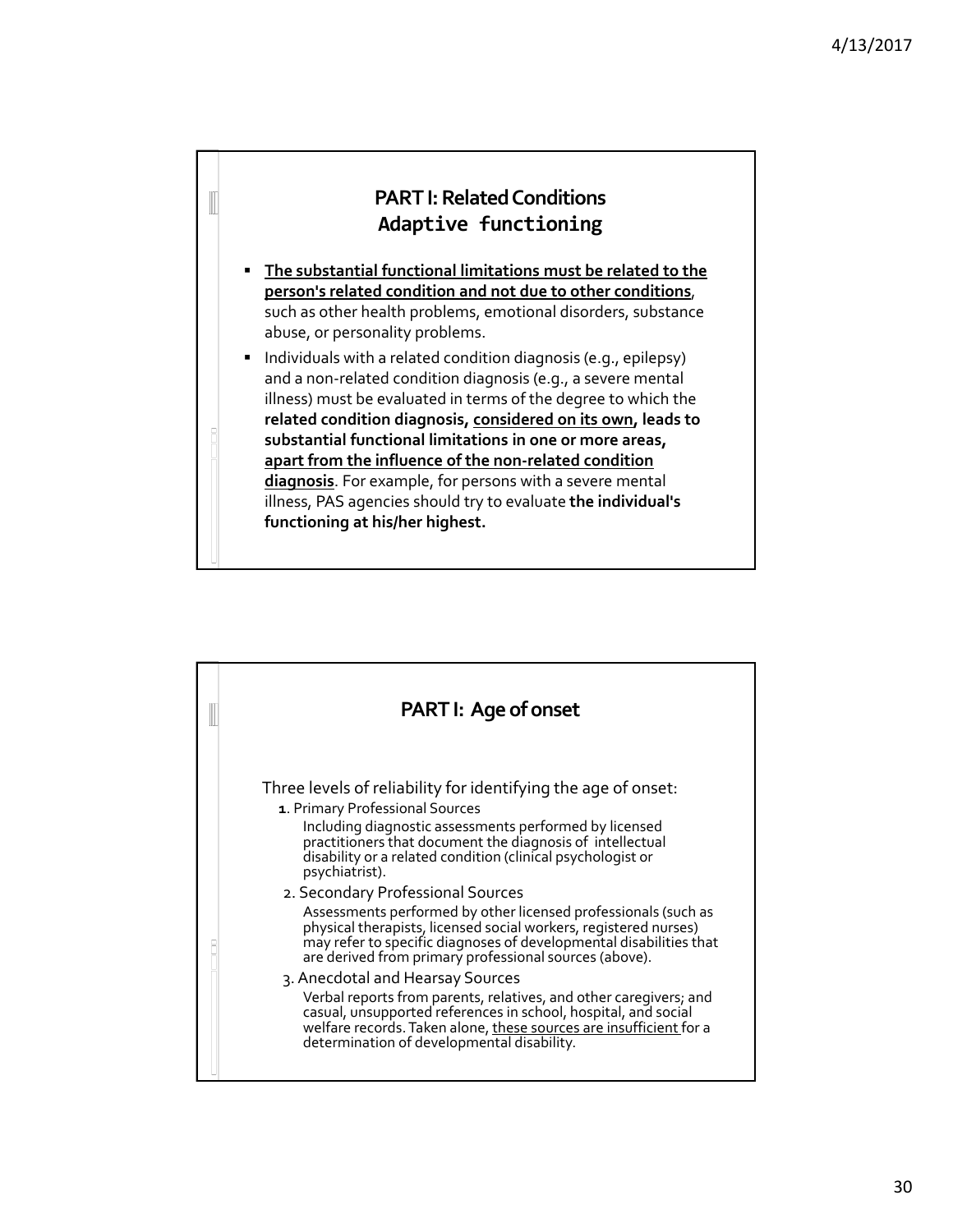## PART I: Related Conditions
## Adaptive functioning

- <u>**The substantial functional limitations must be related to the person's related condition and not due to other conditions**</u>, such as other health problems, emotional disorders, substance abuse, or personality problems.
- Individuals with a related condition diagnosis (e.g., epilepsy) and a non-related condition diagnosis (e.g., a severe mental illness) must be evaluated in terms of the degree to which the **related condition diagnosis, <u>considered on its own</u>, leads to substantial functional limitations in one or more areas, <u>apart from the influence of the non-related condition diagnosis</u>**. For example, for persons with a severe mental illness, PAS agencies should try to evaluate **the individual's functioning at his/her highest.**

## PART I: Age of onset

Three levels of reliability for identifying the age of onset:

1. Primary Professional Sources
   Including diagnostic assessments performed by licensed practitioners that document the diagnosis of intellectual disability or a related condition (clinical psychologist or psychiatrist).
2. Secondary Professional Sources
   Assessments performed by other licensed professionals (such as physical therapists, licensed social workers, registered nurses) may refer to specific diagnoses of developmental disabilities that are derived from primary professional sources (above).
3. Anecdotal and Hearsay Sources
   Verbal reports from parents, relatives, and other caregivers; and casual, unsupported references in school, hospital, and social welfare records. Taken alone, <u>these sources are insufficient</u> for a determination of developmental disability.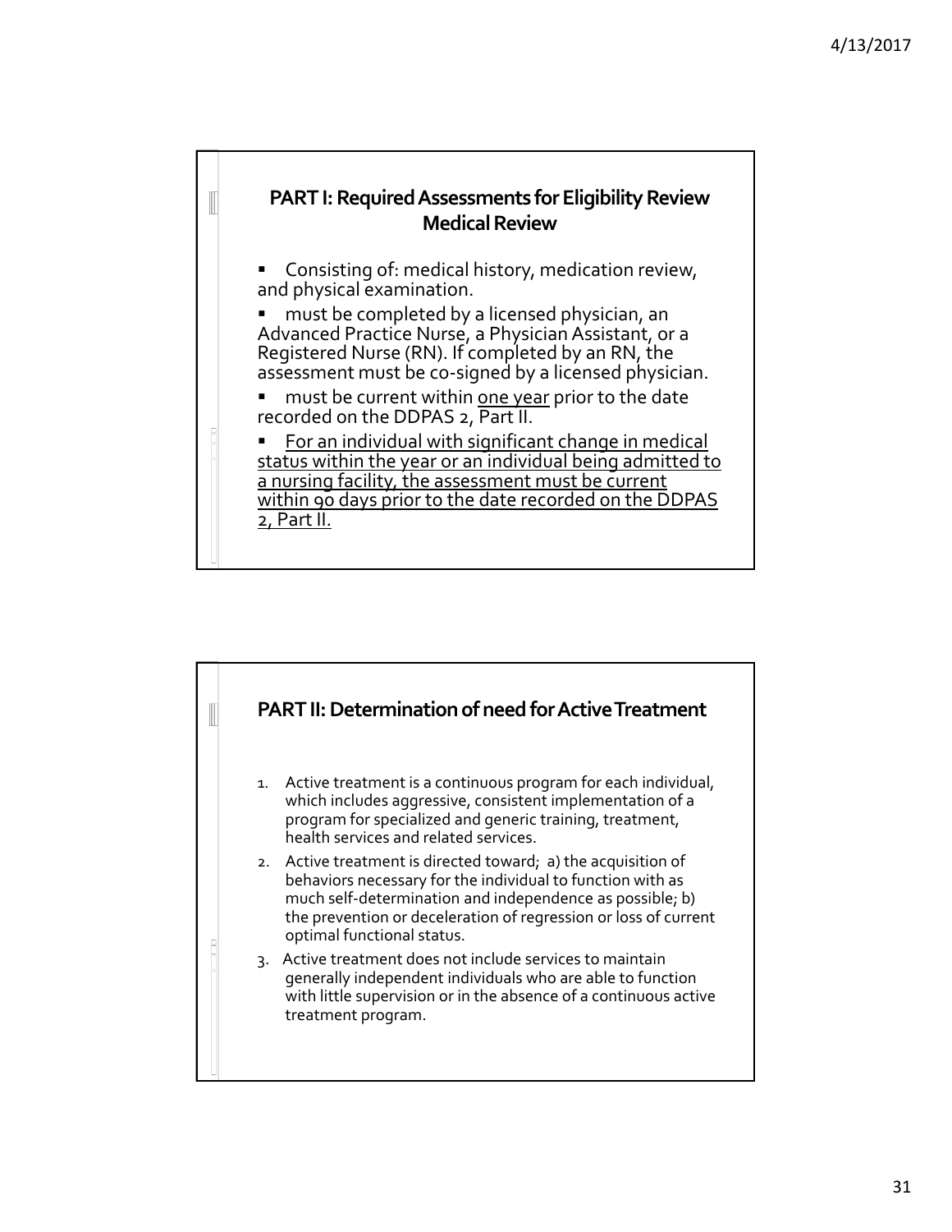## PART I: Required Assessments for Eligibility Review Medical Review

- Consisting of: medical history, medication review, and physical examination.
- must be completed by a licensed physician, an Advanced Practice Nurse, a Physician Assistant, or a Registered Nurse (RN). If completed by an RN, the assessment must be co-signed by a licensed physician.
- must be current within <u>one year</u> prior to the date recorded on the DDPAS 2, Part II.
- <u>For an individual with significant change in medical status within the year or an individual being admitted to a nursing facility, the assessment must be current within 90 days prior to the date recorded on the DDPAS 2, Part II.</u>

## PART II: Determination of need for Active Treatment

1. Active treatment is a continuous program for each individual, which includes aggressive, consistent implementation of a program for specialized and generic training, treatment, health services and related services.
2. Active treatment is directed toward; a) the acquisition of behaviors necessary for the individual to function with as much self-determination and independence as possible; b) the prevention or deceleration of regression or loss of current optimal functional status.
3. Active treatment does not include services to maintain generally independent individuals who are able to function with little supervision or in the absence of a continuous active treatment program.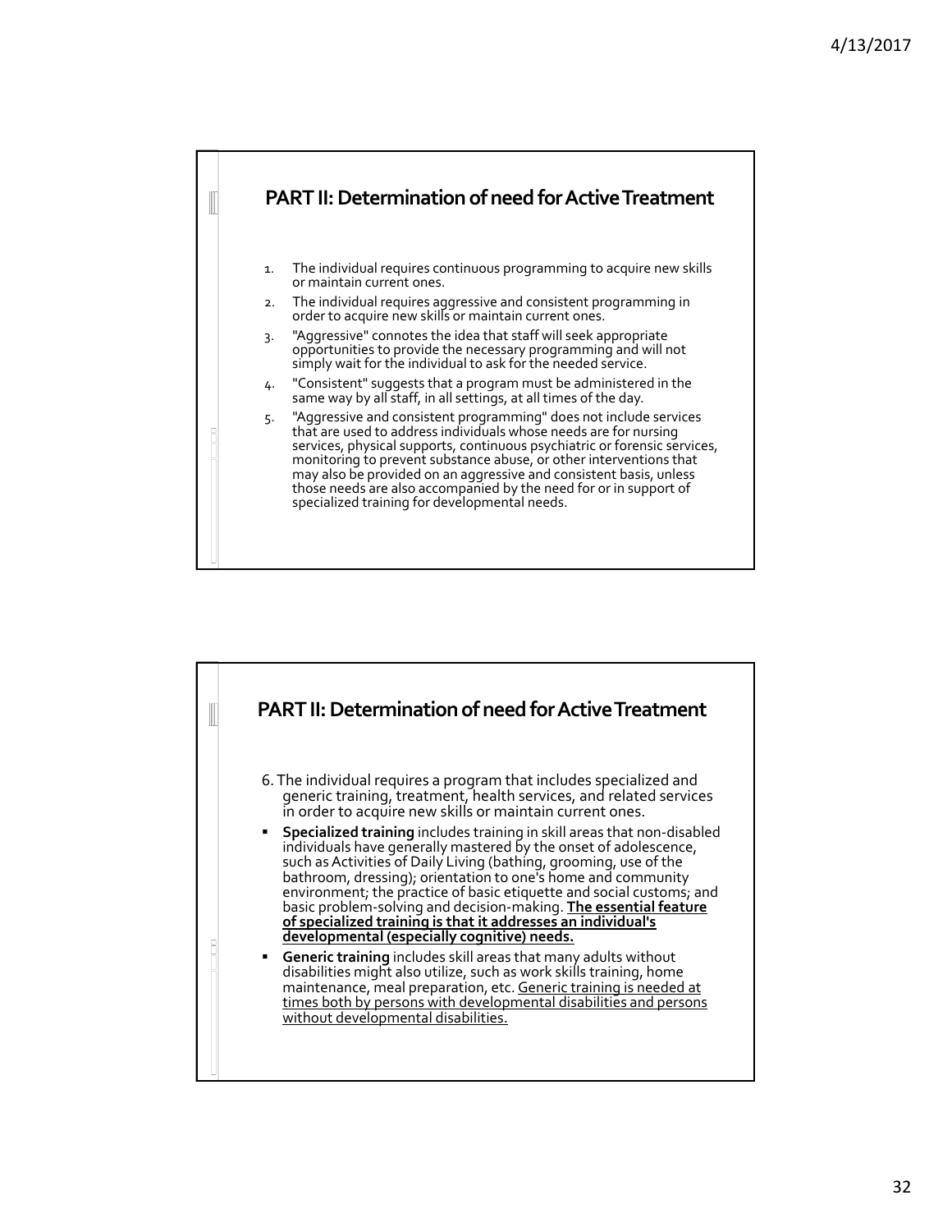## PART II: Determination of need for Active Treatment

1. The individual requires continuous programming to acquire new skills or maintain current ones.
2. The individual requires aggressive and consistent programming in order to acquire new skills or maintain current ones.
3. "Aggressive" connotes the idea that staff will seek appropriate opportunities to provide the necessary programming and will not simply wait for the individual to ask for the needed service.
4. "Consistent" suggests that a program must be administered in the same way by all staff, in all settings, at all times of the day.
5. "Aggressive and consistent programming" does not include services that are used to address individuals whose needs are for nursing services, physical supports, continuous psychiatric or forensic services, monitoring to prevent substance abuse, or other interventions that may also be provided on an aggressive and consistent basis, unless those needs are also accompanied by the need for or in support of specialized training for developmental needs.

## PART II: Determination of need for Active Treatment

6. The individual requires a program that includes specialized and generic training, treatment, health services, and related services in order to acquire new skills or maintain current ones.

- **Specialized training** includes training in skill areas that non-disabled individuals have generally mastered by the onset of adolescence, such as Activities of Daily Living (bathing, grooming, use of the bathroom, dressing); orientation to one's home and community environment; the practice of basic etiquette and social customs; and basic problem-solving and decision-making. <u>**The essential feature of specialized training is that it addresses an individual's developmental (especially cognitive) needs.**</u>
- **Generic training** includes skill areas that many adults without disabilities might also utilize, such as work skills training, home maintenance, meal preparation, etc. <u>Generic training is needed at times both by persons with developmental disabilities and persons without developmental disabilities.</u>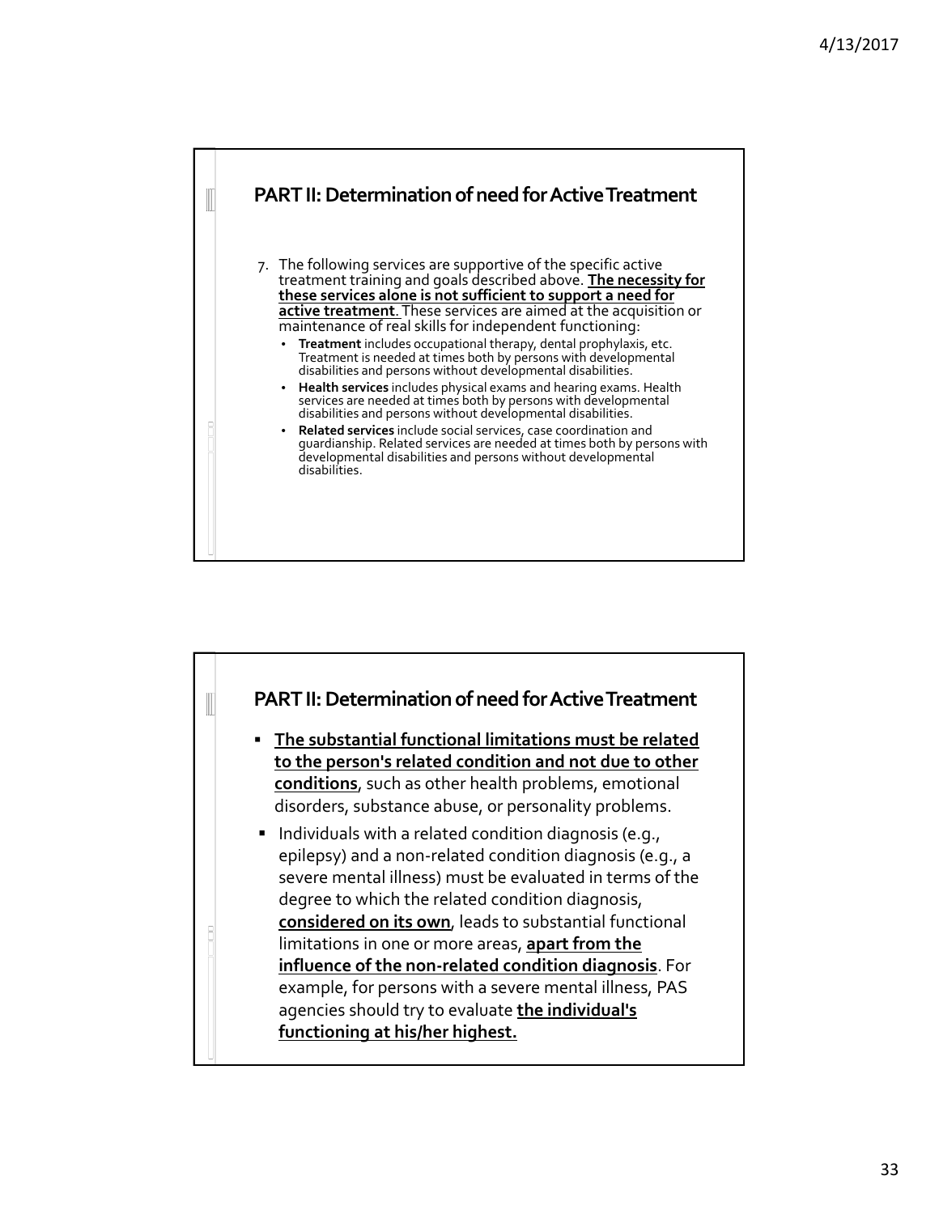## PART II: Determination of need for Active Treatment

7. The following services are supportive of the specific active treatment training and goals described above. **<u>The necessity for these services alone is not sufficient to support a need for active treatment</u>**. These services are aimed at the acquisition or maintenance of real skills for independent functioning:
   - **Treatment** includes occupational therapy, dental prophylaxis, etc. Treatment is needed at times both by persons with developmental disabilities and persons without developmental disabilities.
   - **Health services** includes physical exams and hearing exams. Health services are needed at times both by persons with developmental disabilities and persons without developmental disabilities.
   - **Related services** include social services, case coordination and guardianship. Related services are needed at times both by persons with developmental disabilities and persons without developmental disabilities.

## PART II: Determination of need for Active Treatment

- **<u>The substantial functional limitations must be related to the person's related condition and not due to other conditions</u>**, such as other health problems, emotional disorders, substance abuse, or personality problems.
- Individuals with a related condition diagnosis (e.g., epilepsy) and a non-related condition diagnosis (e.g., a severe mental illness) must be evaluated in terms of the degree to which the related condition diagnosis, **<u>considered on its own</u>**, leads to substantial functional limitations in one or more areas, **<u>apart from the influence of the non-related condition diagnosis</u>**. For example, for persons with a severe mental illness, PAS agencies should try to evaluate **<u>the individual's functioning at his/her highest.</u>**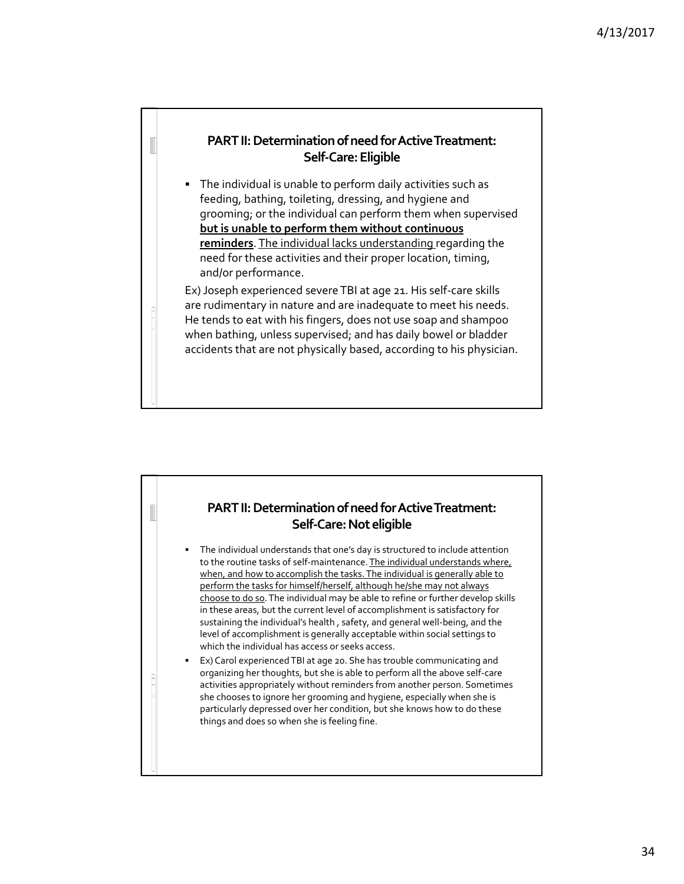## PART II: Determination of need for Active Treatment: Self-Care: Eligible

- The individual is unable to perform daily activities such as feeding, bathing, toileting, dressing, and hygiene and grooming; or the individual can perform them when supervised **but is unable to perform them without continuous reminders**. The individual lacks understanding regarding the need for these activities and their proper location, timing, and/or performance.

Ex) Joseph experienced severe TBI at age 21. His self-care skills are rudimentary in nature and are inadequate to meet his needs. He tends to eat with his fingers, does not use soap and shampoo when bathing, unless supervised; and has daily bowel or bladder accidents that are not physically based, according to his physician.

## PART II: Determination of need for Active Treatment: Self-Care: Not eligible

- The individual understands that one's day is structured to include attention to the routine tasks of self-maintenance. The individual understands where, when, and how to accomplish the tasks. The individual is generally able to perform the tasks for himself/herself, although he/she may not always choose to do so. The individual may be able to refine or further develop skills in these areas, but the current level of accomplishment is satisfactory for sustaining the individual's health , safety, and general well-being, and the level of accomplishment is generally acceptable within social settings to which the individual has access or seeks access.
- Ex) Carol experienced TBI at age 20. She has trouble communicating and organizing her thoughts, but she is able to perform all the above self-care activities appropriately without reminders from another person. Sometimes she chooses to ignore her grooming and hygiene, especially when she is particularly depressed over her condition, but she knows how to do these things and does so when she is feeling fine.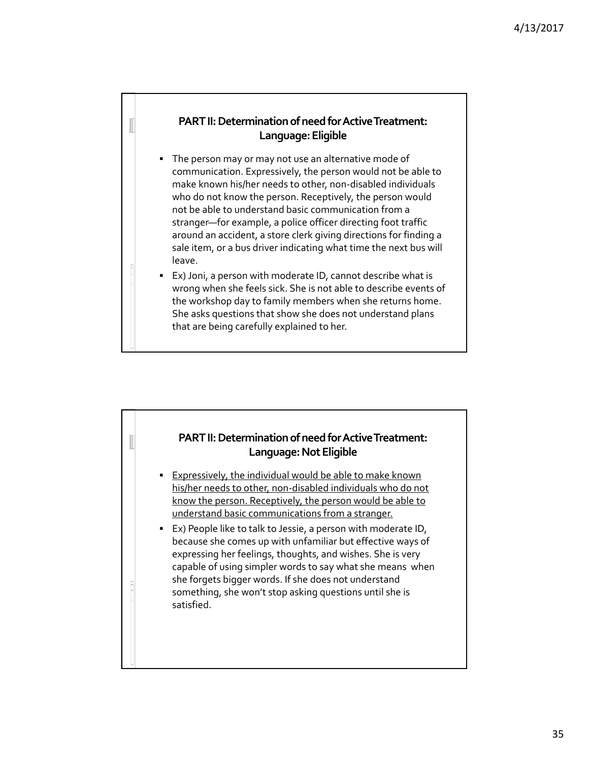## PART II: Determination of need for Active Treatment: Language: Eligible

- The person may or may not use an alternative mode of communication. Expressively, the person would not be able to make known his/her needs to other, non-disabled individuals who do not know the person. Receptively, the person would not be able to understand basic communication from a stranger—for example, a police officer directing foot traffic around an accident, a store clerk giving directions for finding a sale item, or a bus driver indicating what time the next bus will leave.
- Ex) Joni, a person with moderate ID, cannot describe what is wrong when she feels sick. She is not able to describe events of the workshop day to family members when she returns home. She asks questions that show she does not understand plans that are being carefully explained to her.

## PART II: Determination of need for Active Treatment: Language: Not Eligible

- <u>Expressively, the individual would be able to make known his/her needs to other, non-disabled individuals who do not know the person. Receptively, the person would be able to understand basic communications from a stranger.</u>
- Ex) People like to talk to Jessie, a person with moderate ID, because she comes up with unfamiliar but effective ways of expressing her feelings, thoughts, and wishes. She is very capable of using simpler words to say what she means when she forgets bigger words. If she does not understand something, she won't stop asking questions until she is satisfied.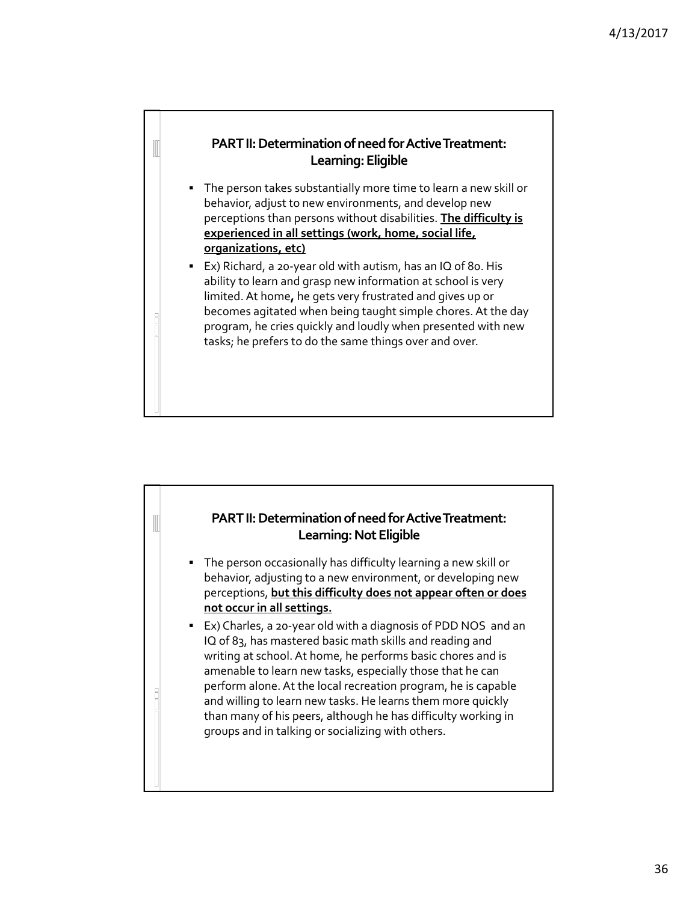## PART II: Determination of need for Active Treatment: Learning: Eligible

- The person takes substantially more time to learn a new skill or behavior, adjust to new environments, and develop new perceptions than persons without disabilities. **The difficulty is experienced in all settings (work, home, social life, organizations, etc)**
- Ex) Richard, a 20-year old with autism, has an IQ of 80. His ability to learn and grasp new information at school is very limited. At home, he gets very frustrated and gives up or becomes agitated when being taught simple chores. At the day program, he cries quickly and loudly when presented with new tasks; he prefers to do the same things over and over.

## PART II: Determination of need for Active Treatment: Learning: Not Eligible

- The person occasionally has difficulty learning a new skill or behavior, adjusting to a new environment, or developing new perceptions, **but this difficulty does not appear often or does not occur in all settings.**
- Ex) Charles, a 20-year old with a diagnosis of PDD NOS and an IQ of 83, has mastered basic math skills and reading and writing at school. At home, he performs basic chores and is amenable to learn new tasks, especially those that he can perform alone. At the local recreation program, he is capable and willing to learn new tasks. He learns them more quickly than many of his peers, although he has difficulty working in groups and in talking or socializing with others.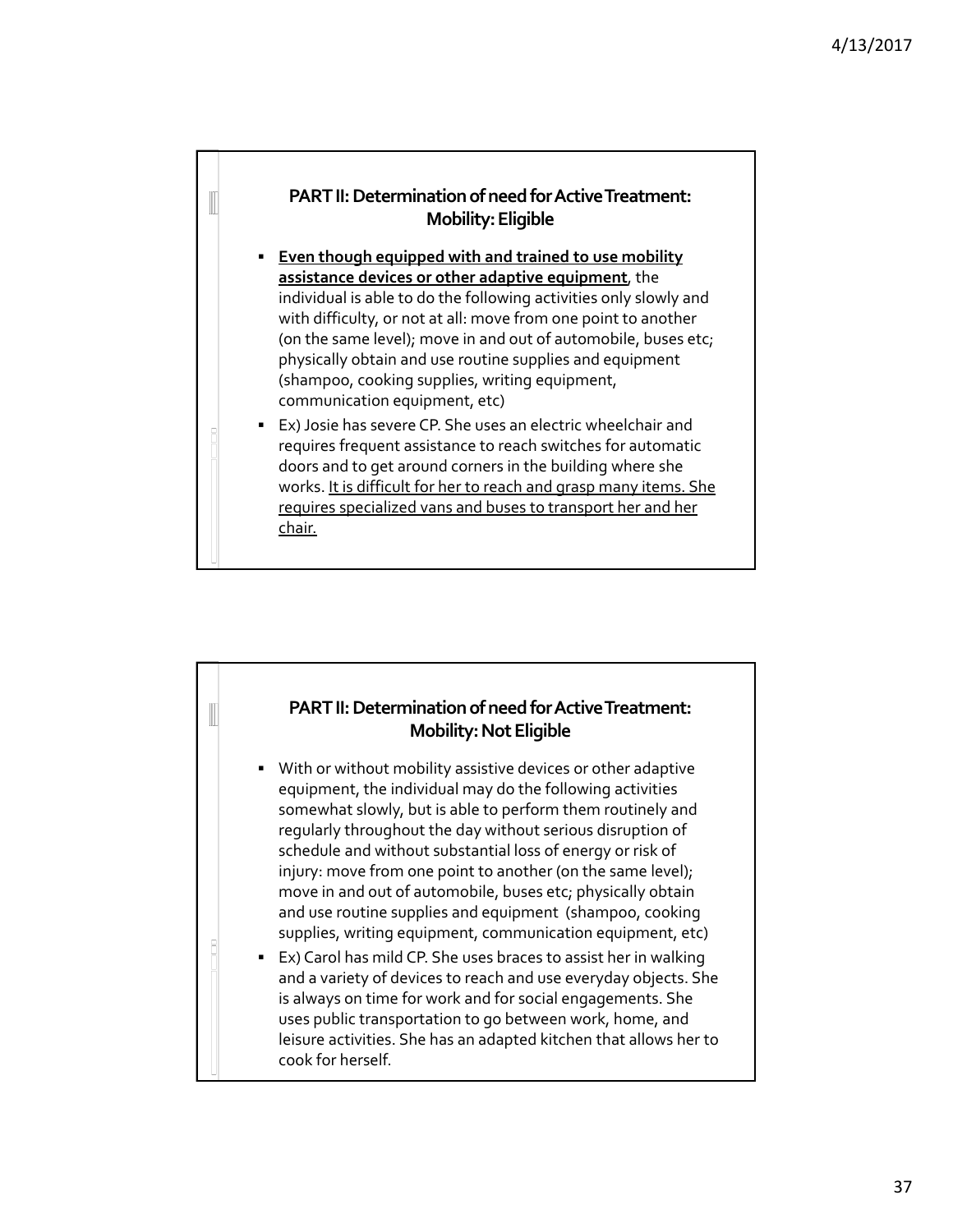## PART II: Determination of need for Active Treatment: Mobility: Eligible

- **<u>Even though equipped with and trained to use mobility assistance devices or other adaptive equipment</u>**, the individual is able to do the following activities only slowly and with difficulty, or not at all: move from one point to another (on the same level); move in and out of automobile, buses etc; physically obtain and use routine supplies and equipment (shampoo, cooking supplies, writing equipment, communication equipment, etc)
- Ex) Josie has severe CP. She uses an electric wheelchair and requires frequent assistance to reach switches for automatic doors and to get around corners in the building where she works. <u>It is difficult for her to reach and grasp many items. She requires specialized vans and buses to transport her and her chair.</u>

## PART II: Determination of need for Active Treatment: Mobility: Not Eligible

- With or without mobility assistive devices or other adaptive equipment, the individual may do the following activities somewhat slowly, but is able to perform them routinely and regularly throughout the day without serious disruption of schedule and without substantial loss of energy or risk of injury: move from one point to another (on the same level); move in and out of automobile, buses etc; physically obtain and use routine supplies and equipment (shampoo, cooking supplies, writing equipment, communication equipment, etc)
- Ex) Carol has mild CP. She uses braces to assist her in walking and a variety of devices to reach and use everyday objects. She is always on time for work and for social engagements. She uses public transportation to go between work, home, and leisure activities. She has an adapted kitchen that allows her to cook for herself.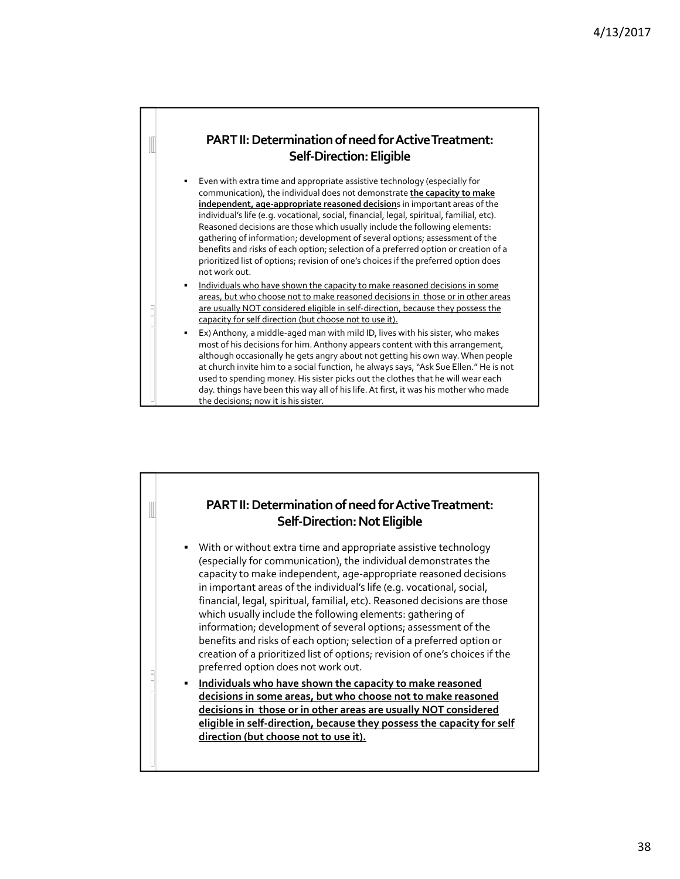## PART II: Determination of need for Active Treatment: Self-Direction: Eligible

- Even with extra time and appropriate assistive technology (especially for communication), the individual does not demonstrate **the capacity to make independent, age-appropriate reasoned decision**s in important areas of the individual's life (e.g. vocational, social, financial, legal, spiritual, familial, etc). Reasoned decisions are those which usually include the following elements: gathering of information; development of several options; assessment of the benefits and risks of each option; selection of a preferred option or creation of a prioritized list of options; revision of one's choices if the preferred option does not work out.
- Individuals who have shown the capacity to make reasoned decisions in some areas, but who choose not to make reasoned decisions in those or in other areas are usually NOT considered eligible in self-direction, because they possess the capacity for self direction (but choose not to use it).
- Ex) Anthony, a middle-aged man with mild ID, lives with his sister, who makes most of his decisions for him. Anthony appears content with this arrangement, although occasionally he gets angry about not getting his own way. When people at church invite him to a social function, he always says, "Ask Sue Ellen." He is not used to spending money. His sister picks out the clothes that he will wear each day. things have been this way all of his life. At first, it was his mother who made the decisions; now it is his sister.

## PART II: Determination of need for Active Treatment: Self-Direction: Not Eligible

- With or without extra time and appropriate assistive technology (especially for communication), the individual demonstrates the capacity to make independent, age-appropriate reasoned decisions in important areas of the individual's life (e.g. vocational, social, financial, legal, spiritual, familial, etc). Reasoned decisions are those which usually include the following elements: gathering of information; development of several options; assessment of the benefits and risks of each option; selection of a preferred option or creation of a prioritized list of options; revision of one's choices if the preferred option does not work out.
- **Individuals who have shown the capacity to make reasoned decisions in some areas, but who choose not to make reasoned decisions in those or in other areas are usually NOT considered eligible in self-direction, because they possess the capacity for self direction (but choose not to use it).**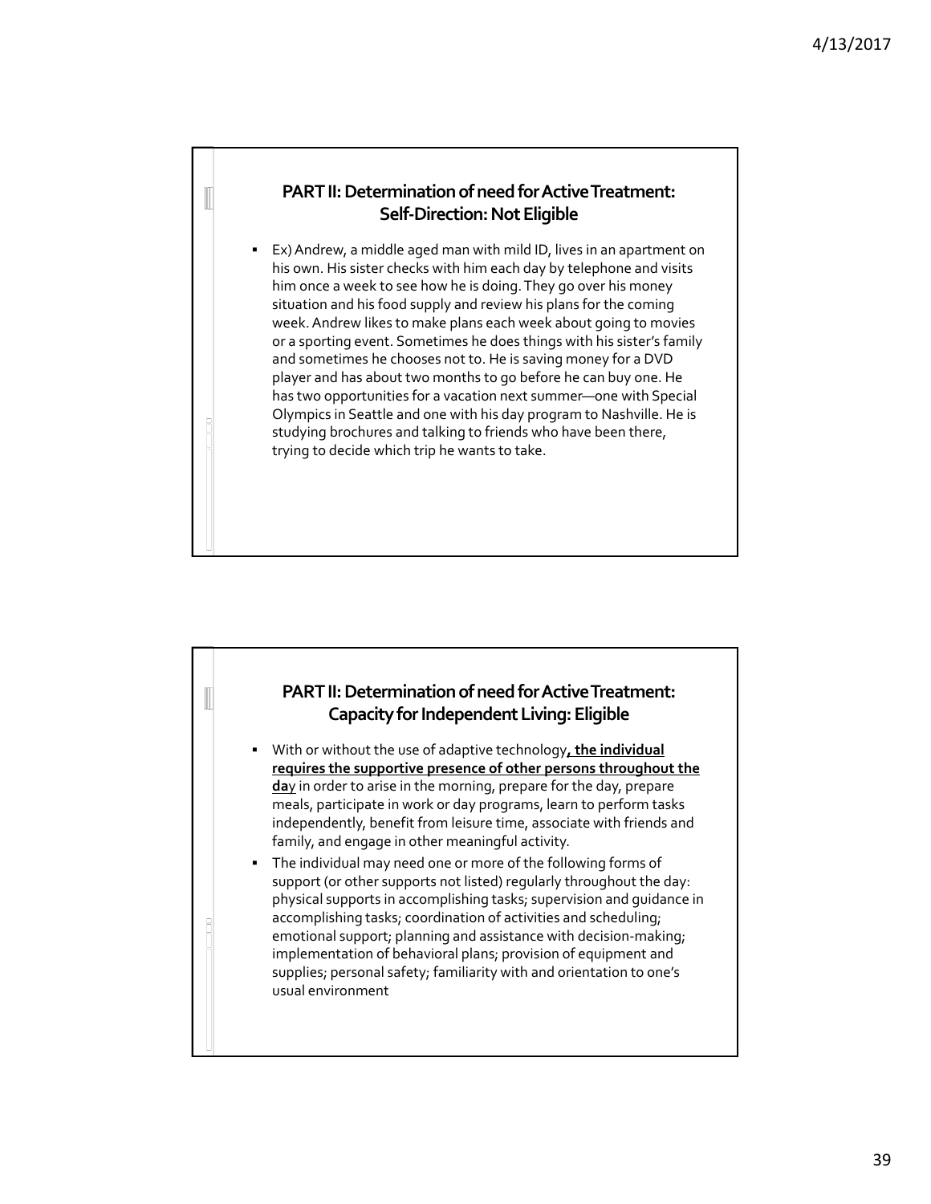## PART II: Determination of need for Active Treatment: Self-Direction: Not Eligible

- Ex) Andrew, a middle aged man with mild ID, lives in an apartment on his own. His sister checks with him each day by telephone and visits him once a week to see how he is doing. They go over his money situation and his food supply and review his plans for the coming week. Andrew likes to make plans each week about going to movies or a sporting event. Sometimes he does things with his sister's family and sometimes he chooses not to. He is saving money for a DVD player and has about two months to go before he can buy one. He has two opportunities for a vacation next summer—one with Special Olympics in Seattle and one with his day program to Nashville. He is studying brochures and talking to friends who have been there, trying to decide which trip he wants to take.

## PART II: Determination of need for Active Treatment: Capacity for Independent Living: Eligible

- With or without the use of adaptive technology, **the individual requires the supportive presence of other persons throughout the day** in order to arise in the morning, prepare for the day, prepare meals, participate in work or day programs, learn to perform tasks independently, benefit from leisure time, associate with friends and family, and engage in other meaningful activity.
- The individual may need one or more of the following forms of support (or other supports not listed) regularly throughout the day: physical supports in accomplishing tasks; supervision and guidance in accomplishing tasks; coordination of activities and scheduling; emotional support; planning and assistance with decision-making; implementation of behavioral plans; provision of equipment and supplies; personal safety; familiarity with and orientation to one's usual environment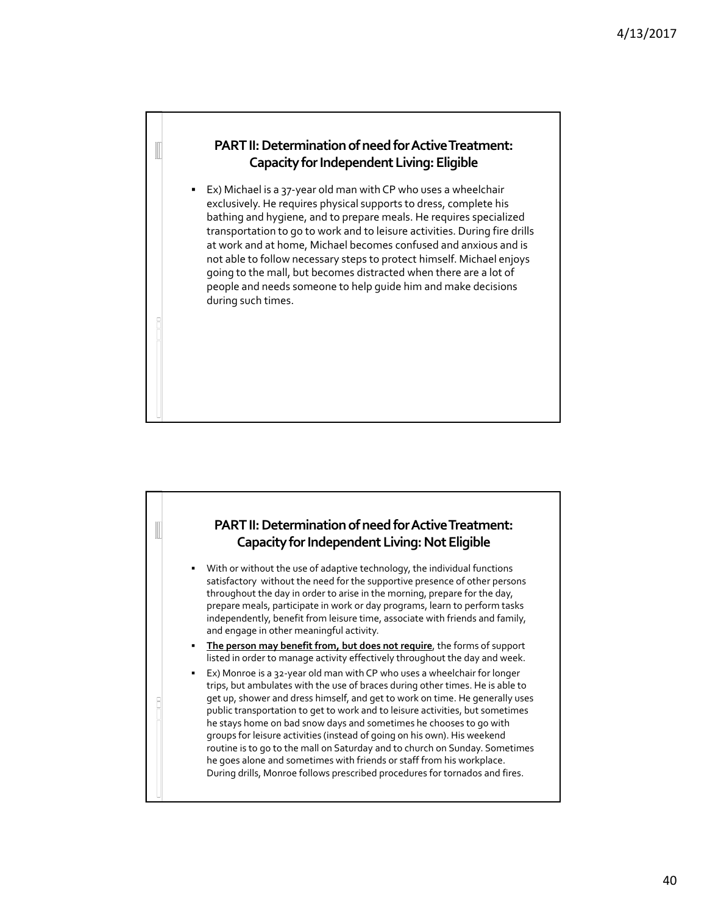## PART II: Determination of need for Active Treatment: Capacity for Independent Living: Eligible

- Ex) Michael is a 37-year old man with CP who uses a wheelchair exclusively. He requires physical supports to dress, complete his bathing and hygiene, and to prepare meals. He requires specialized transportation to go to work and to leisure activities. During fire drills at work and at home, Michael becomes confused and anxious and is not able to follow necessary steps to protect himself. Michael enjoys going to the mall, but becomes distracted when there are a lot of people and needs someone to help guide him and make decisions during such times.

## PART II: Determination of need for Active Treatment: Capacity for Independent Living: Not Eligible

- With or without the use of adaptive technology, the individual functions satisfactory without the need for the supportive presence of other persons throughout the day in order to arise in the morning, prepare for the day, prepare meals, participate in work or day programs, learn to perform tasks independently, benefit from leisure time, associate with friends and family, and engage in other meaningful activity.
- **The person may benefit from, but does not require**, the forms of support listed in order to manage activity effectively throughout the day and week.
- Ex) Monroe is a 32-year old man with CP who uses a wheelchair for longer trips, but ambulates with the use of braces during other times. He is able to get up, shower and dress himself, and get to work on time. He generally uses public transportation to get to work and to leisure activities, but sometimes he stays home on bad snow days and sometimes he chooses to go with groups for leisure activities (instead of going on his own). His weekend routine is to go to the mall on Saturday and to church on Sunday. Sometimes he goes alone and sometimes with friends or staff from his workplace. During drills, Monroe follows prescribed procedures for tornados and fires.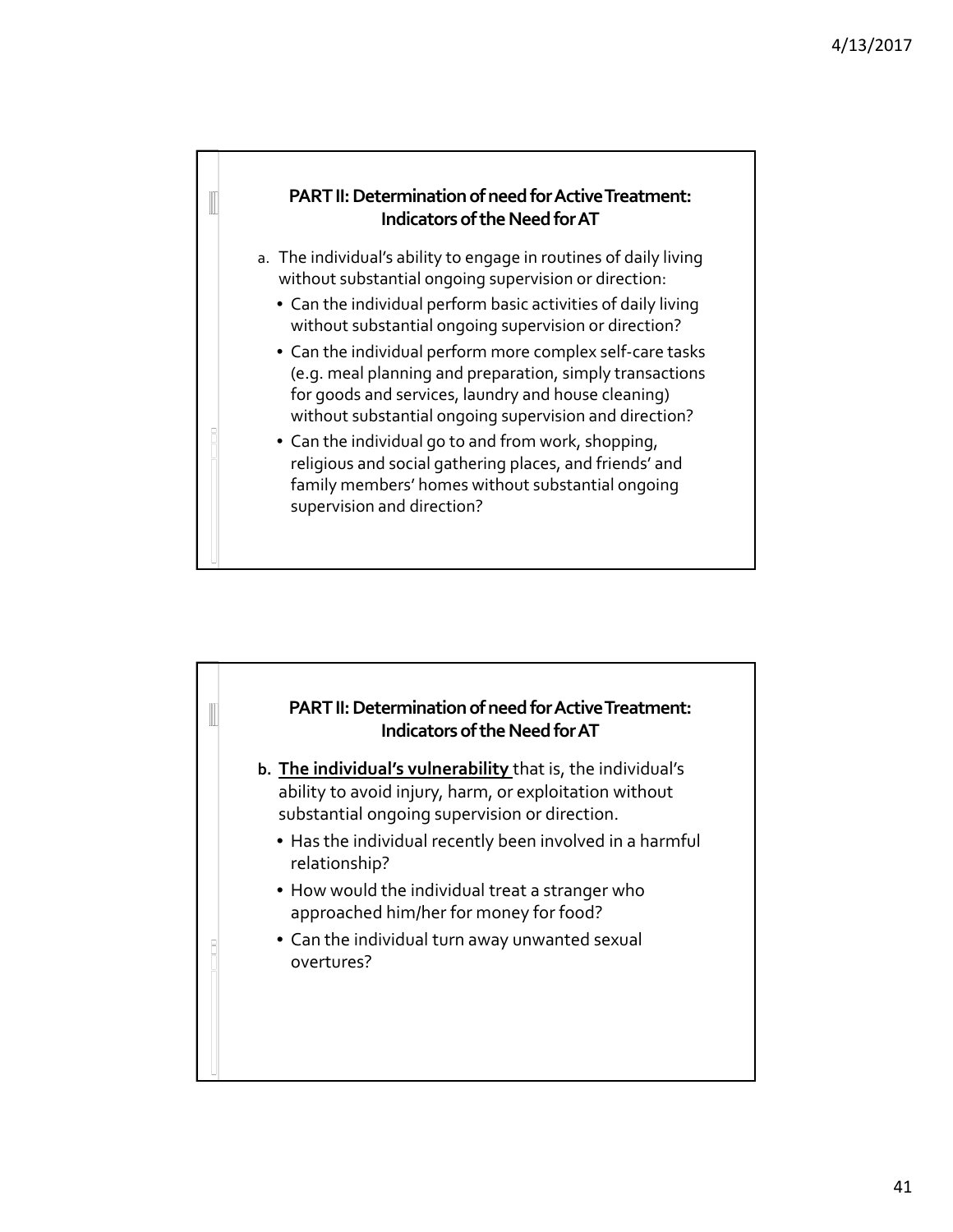## PART II: Determination of need for Active Treatment: Indicators of the Need for AT

a. The individual's ability to engage in routines of daily living without substantial ongoing supervision or direction:
   - Can the individual perform basic activities of daily living without substantial ongoing supervision or direction?
   - Can the individual perform more complex self-care tasks (e.g. meal planning and preparation, simply transactions for goods and services, laundry and house cleaning) without substantial ongoing supervision and direction?
   - Can the individual go to and from work, shopping, religious and social gathering places, and friends' and family members' homes without substantial ongoing supervision and direction?

## PART II: Determination of need for Active Treatment: Indicators of the Need for AT

**b. The individual's vulnerability** that is, the individual's ability to avoid injury, harm, or exploitation without substantial ongoing supervision or direction.
   - Has the individual recently been involved in a harmful relationship?
   - How would the individual treat a stranger who approached him/her for money for food?
   - Can the individual turn away unwanted sexual overtures?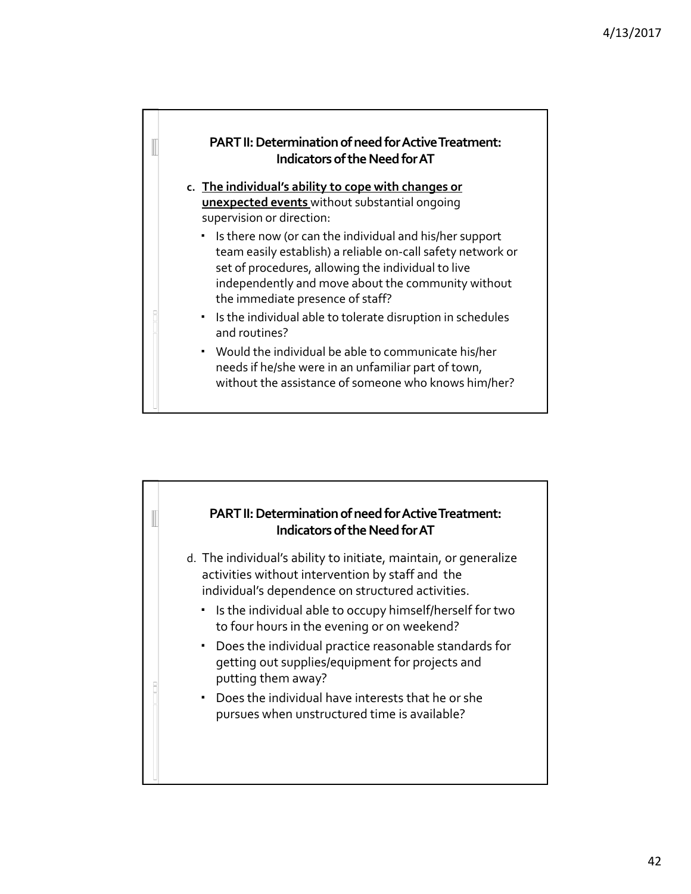## PART II: Determination of need for Active Treatment: Indicators of the Need for AT

c. **<u>The individual's ability to cope with changes or unexpected events</u>** without substantial ongoing supervision or direction:

- Is there now (or can the individual and his/her support team easily establish) a reliable on-call safety network or set of procedures, allowing the individual to live independently and move about the community without the immediate presence of staff?
- Is the individual able to tolerate disruption in schedules and routines?
- Would the individual be able to communicate his/her needs if he/she were in an unfamiliar part of town, without the assistance of someone who knows him/her?

## PART II: Determination of need for Active Treatment: Indicators of the Need for AT

d. The individual's ability to initiate, maintain, or generalize activities without intervention by staff and the individual's dependence on structured activities.

- Is the individual able to occupy himself/herself for two to four hours in the evening or on weekend?
- Does the individual practice reasonable standards for getting out supplies/equipment for projects and putting them away?
- Does the individual have interests that he or she pursues when unstructured time is available?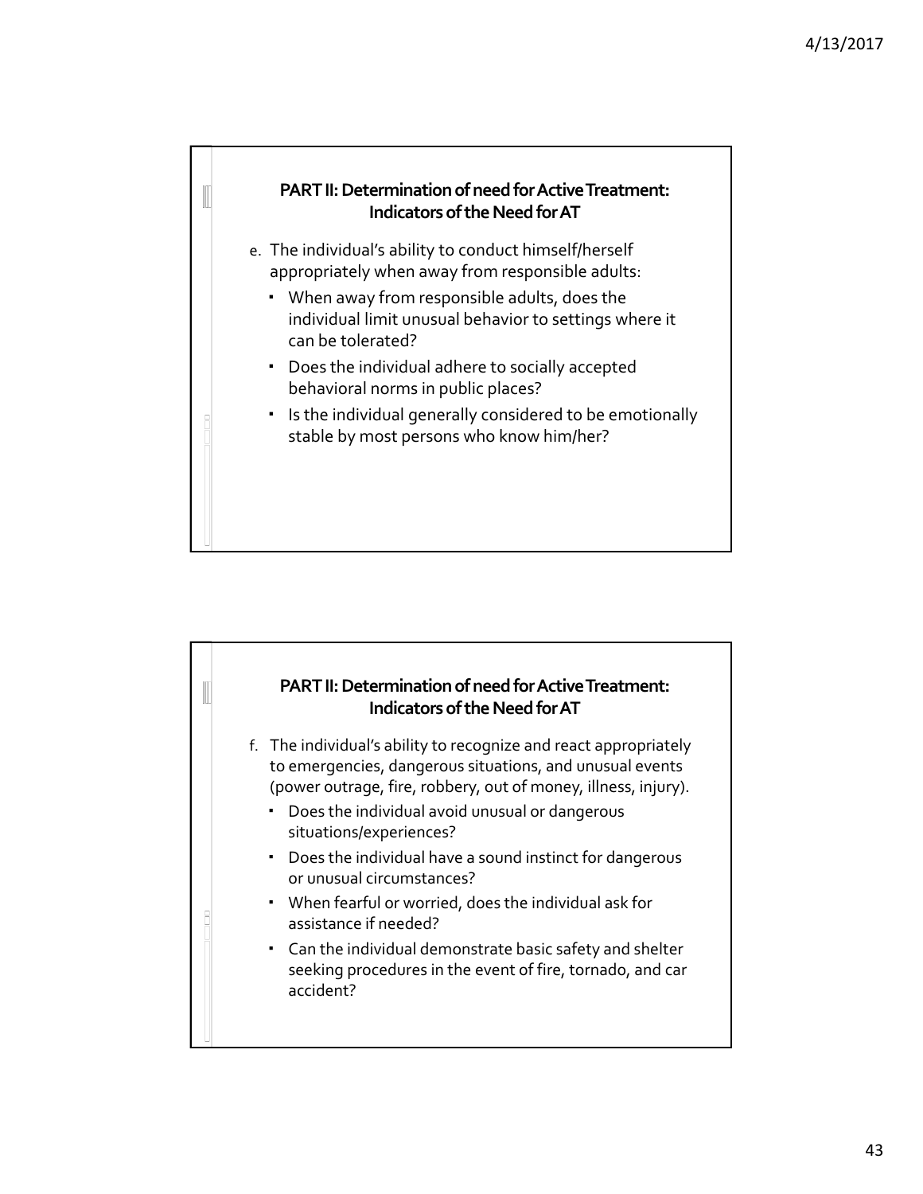## PART II: Determination of need for Active Treatment: Indicators of the Need for AT

e. The individual's ability to conduct himself/herself appropriately when away from responsible adults:
   - When away from responsible adults, does the individual limit unusual behavior to settings where it can be tolerated?
   - Does the individual adhere to socially accepted behavioral norms in public places?
   - Is the individual generally considered to be emotionally stable by most persons who know him/her?

## PART II: Determination of need for Active Treatment: Indicators of the Need for AT

f. The individual's ability to recognize and react appropriately to emergencies, dangerous situations, and unusual events (power outrage, fire, robbery, out of money, illness, injury).
   - Does the individual avoid unusual or dangerous situations/experiences?
   - Does the individual have a sound instinct for dangerous or unusual circumstances?
   - When fearful or worried, does the individual ask for assistance if needed?
   - Can the individual demonstrate basic safety and shelter seeking procedures in the event of fire, tornado, and car accident?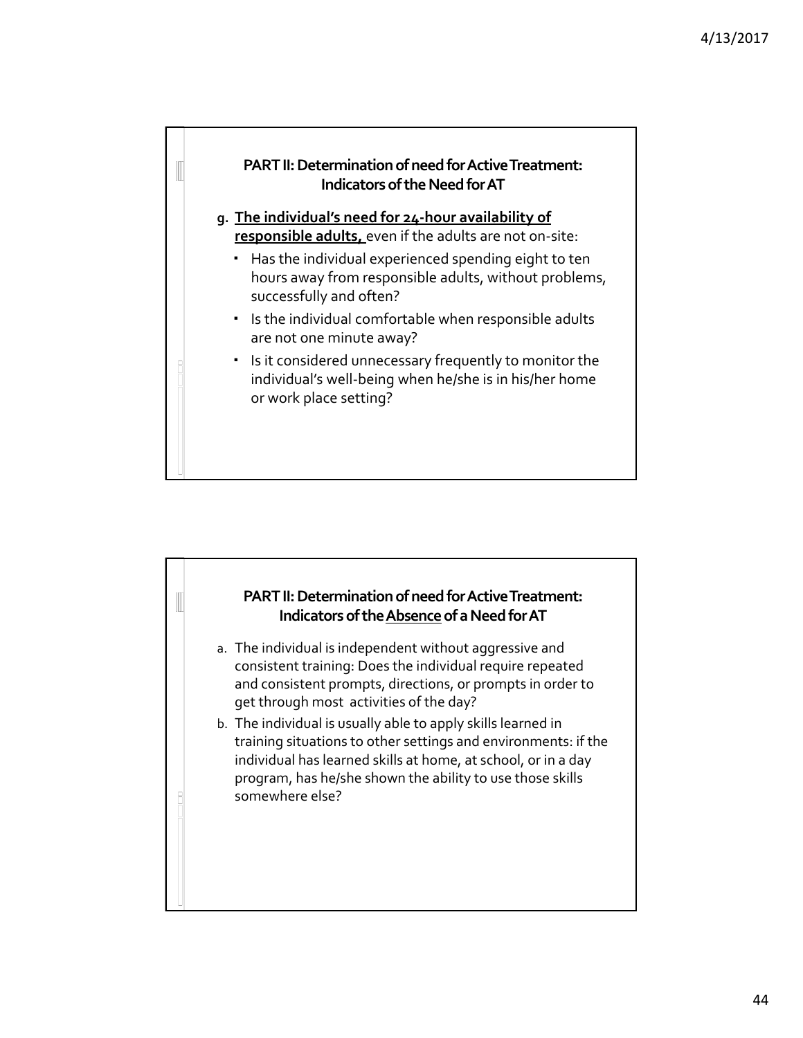## PART II: Determination of need for Active Treatment: Indicators of the Need for AT

g. **The individual's need for 24-hour availability of responsible adults,** even if the adults are not on-site:
   - Has the individual experienced spending eight to ten hours away from responsible adults, without problems, successfully and often?
   - Is the individual comfortable when responsible adults are not one minute away?
   - Is it considered unnecessary frequently to monitor the individual's well-being when he/she is in his/her home or work place setting?

## PART II: Determination of need for Active Treatment: Indicators of the Absence of a Need for AT

a. The individual is independent without aggressive and consistent training: Does the individual require repeated and consistent prompts, directions, or prompts in order to get through most activities of the day?
b. The individual is usually able to apply skills learned in training situations to other settings and environments: if the individual has learned skills at home, at school, or in a day program, has he/she shown the ability to use those skills somewhere else?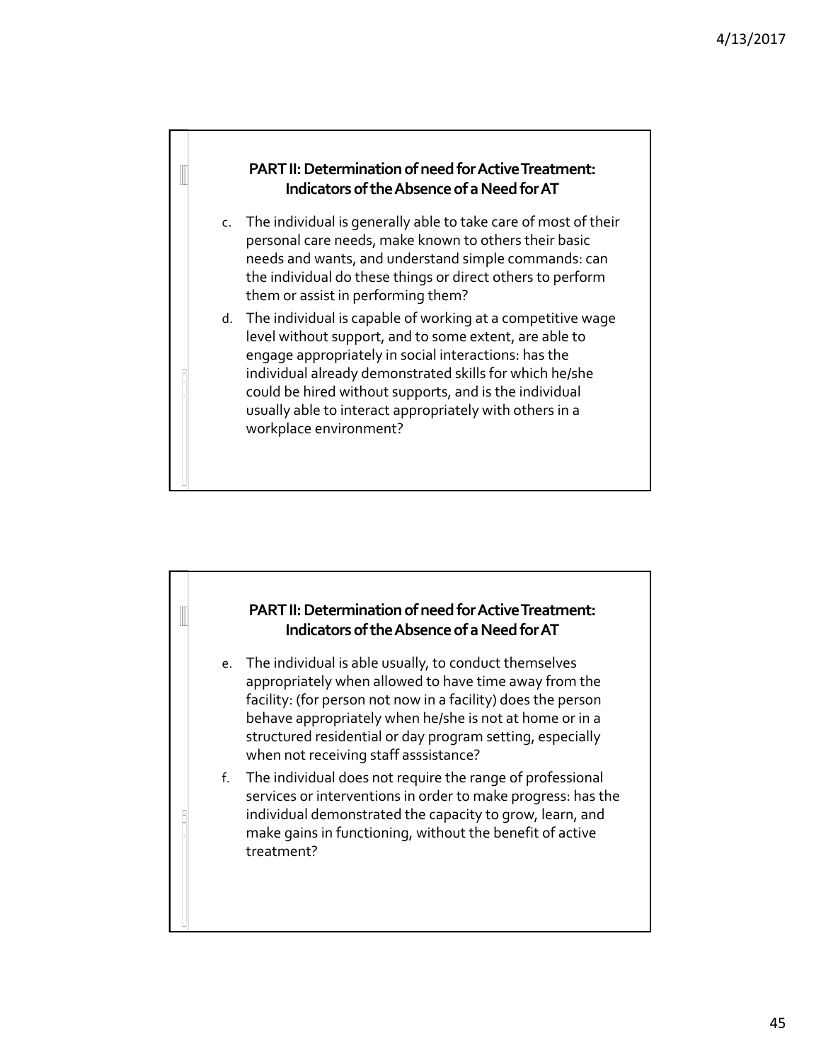## PART II: Determination of need for Active Treatment: Indicators of the Absence of a Need for AT

c. The individual is generally able to take care of most of their personal care needs, make known to others their basic needs and wants, and understand simple commands: can the individual do these things or direct others to perform them or assist in performing them?

d. The individual is capable of working at a competitive wage level without support, and to some extent, are able to engage appropriately in social interactions: has the individual already demonstrated skills for which he/she could be hired without supports, and is the individual usually able to interact appropriately with others in a workplace environment?

## PART II: Determination of need for Active Treatment: Indicators of the Absence of a Need for AT

e. The individual is able usually, to conduct themselves appropriately when allowed to have time away from the facility: (for person not now in a facility) does the person behave appropriately when he/she is not at home or in a structured residential or day program setting, especially when not receiving staff asssistance?

f. The individual does not require the range of professional services or interventions in order to make progress: has the individual demonstrated the capacity to grow, learn, and make gains in functioning, without the benefit of active treatment?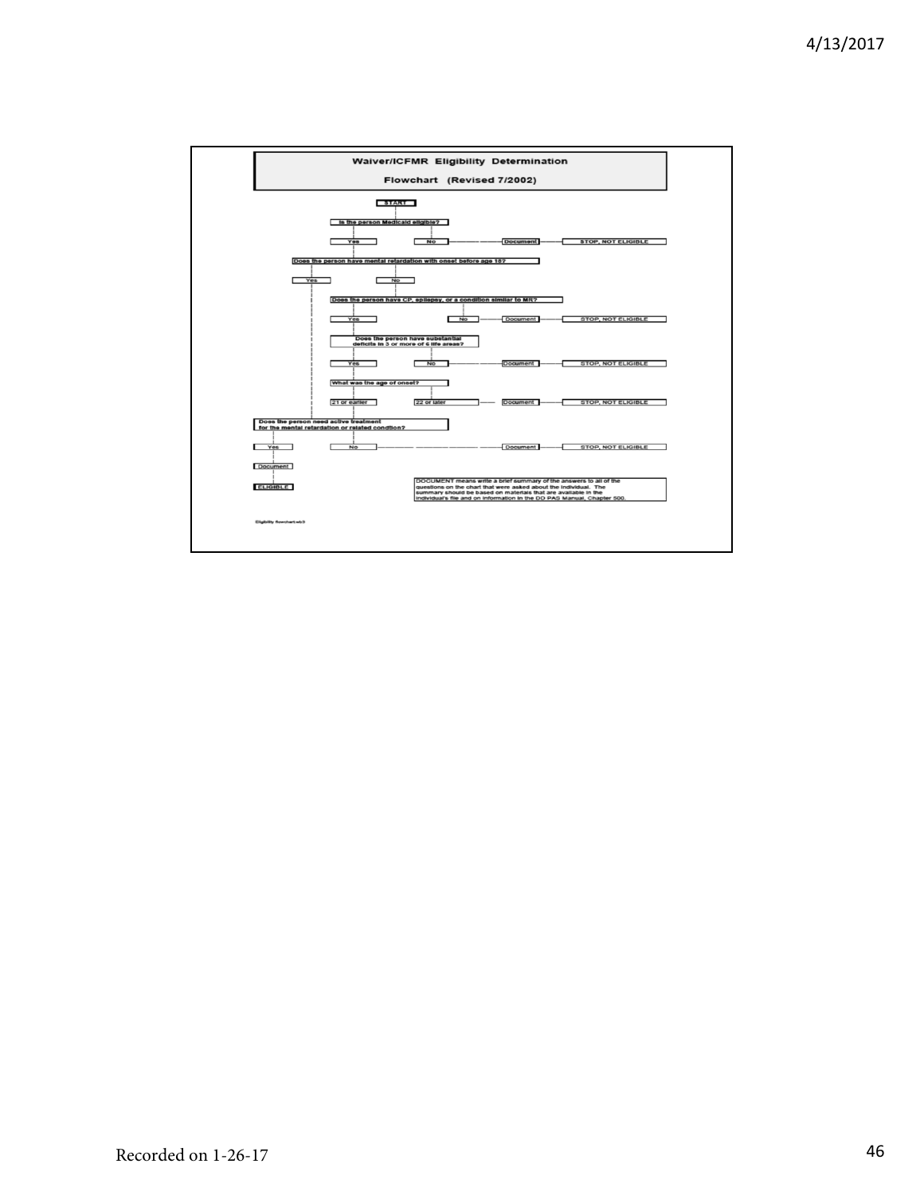# Waiver/ICFMR Eligibility Determination

## Flowchart (Revised 7/2002)

START

Is the person Medicaid eligible?

- Yes
- No — Document — STOP, NOT ELIGIBLE

Does the person have mental retardation with onset before age 18?

- Yes
- No

Does the person have CP, epilepsy, or a condition similar to MR?

- Yes
- No — Document — STOP, NOT ELIGIBLE

Does the person have substantial deficits in 3 or more of 6 life areas?

- Yes
- No — Document — STOP, NOT ELIGIBLE

What was the age of onset?

- 21 or earlier
- 22 or later — Document — STOP, NOT ELIGIBLE

Does the person need active treatment for the mental retardation or related condition?

- Yes
- No — Document — STOP, NOT ELIGIBLE

Document

ELIGIBLE

DOCUMENT means write a brief summary of the answers to all of the questions on the chart that were asked about the individual. The summary should be based on materials that are available in the individual's file and on information in the DD PAS Manual, Chapter 500.

Eligibility flowchart.wb3

Recorded on 1-26-17